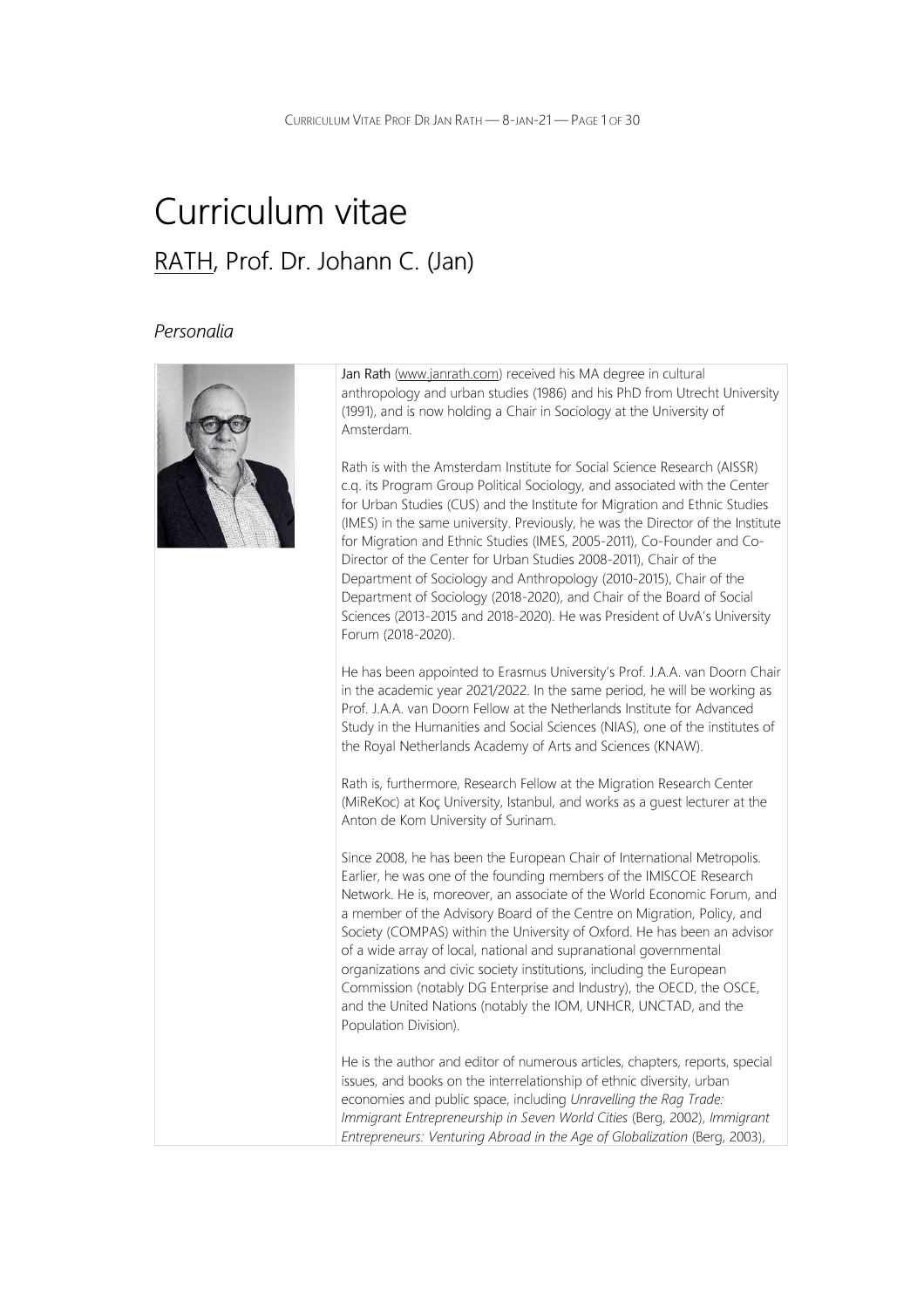# Curriculum vitae

## RATH, Prof. Dr. Johann C. (Jan)

### *Personalia*

Jan Rath (www.janrath.com) received his MA degree in cultural anthropology and urban studies (1986) and his PhD from Utrecht University (1991), and is now holding a Chair in Sociology at the University of Amsterdam.

Rath is with the Amsterdam Institute for Social Science Research (AISSR) c.q. its Program Group Political Sociology, and associated with the Center for Urban Studies (CUS) and the Institute for Migration and Ethnic Studies (IMES) in the same university. Previously, he was the Director of the Institute for Migration and Ethnic Studies (IMES, 2005-2011), Co-Founder and Co-Director of the Center for Urban Studies 2008-2011), Chair of the Department of Sociology and Anthropology (2010-2015), Chair of the Department of Sociology (2018-2020), and Chair of the Board of Social Sciences (2013-2015 and 2018-2020). He was President of UvA's University Forum (2018-2020).

He has been appointed to Erasmus University's Prof. J.A.A. van Doorn Chair in the academic year 2021/2022. In the same period, he will be working as Prof. J.A.A. van Doorn Fellow at the Netherlands Institute for Advanced Study in the Humanities and Social Sciences (NIAS), one of the institutes of the Royal Netherlands Academy of Arts and Sciences (KNAW).

Rath is, furthermore, Research Fellow at the Migration Research Center (MiReKoc) at Koç University, Istanbul, and works as a guest lecturer at the Anton de Kom University of Surinam.

Since 2008, he has been the European Chair of International Metropolis. Earlier, he was one of the founding members of the IMISCOE Research Network. He is, moreover, an associate of the World Economic Forum, and a member of the Advisory Board of the Centre on Migration, Policy, and Society (COMPAS) within the University of Oxford. He has been an advisor of a wide array of local, national and supranational governmental organizations and civic society institutions, including the European Commission (notably DG Enterprise and Industry), the OECD, the OSCE, and the United Nations (notably the IOM, UNHCR, UNCTAD, and the Population Division).

He is the author and editor of numerous articles, chapters, reports, special issues, and books on the interrelationship of ethnic diversity, urban economies and public space, including *Unravelling the Rag Trade: Immigrant Entrepreneurship in Seven World Cities* (Berg, 2002), *Immigrant Entrepreneurs: Venturing Abroad in the Age of Globalization* (Berg, 2003),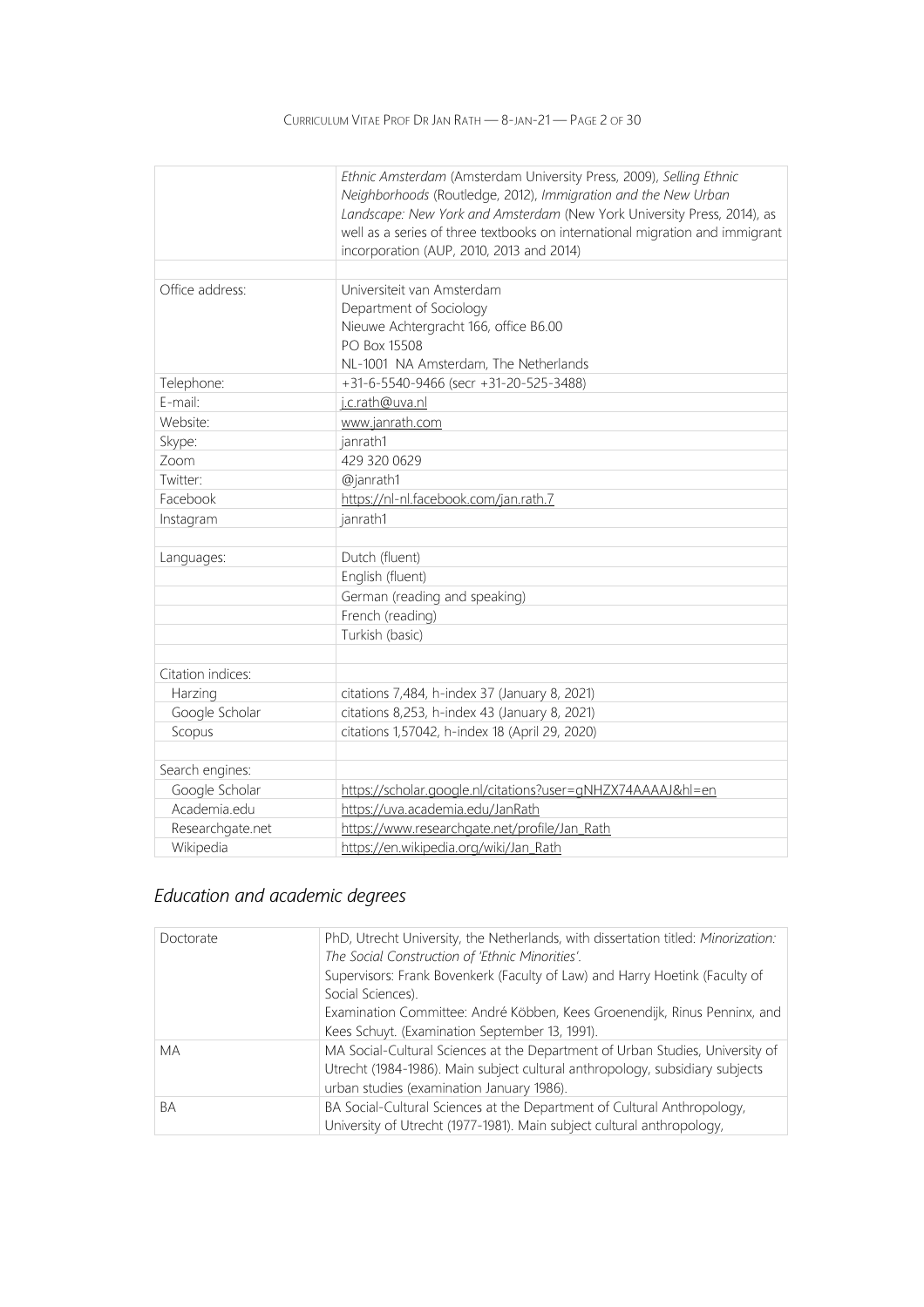| | |
|---|---|
| | *Ethnic Amsterdam* (Amsterdam University Press, 2009), *Selling Ethnic Neighborhoods* (Routledge, 2012), *Immigration and the New Urban Landscape: New York and Amsterdam* (New York University Press, 2014), as well as a series of three textbooks on international migration and immigrant incorporation (AUP, 2010, 2013 and 2014) |
| | |
| Office address: | Universiteit van Amsterdam<br>Department of Sociology<br>Nieuwe Achtergracht 166, office B6.00<br>PO Box 15508<br>NL-1001 NA Amsterdam, The Netherlands |
| Telephone: | +31-6-5540-9466 (secr +31-20-525-3488) |
| E-mail: | j.c.rath@uva.nl |
| Website: | www.janrath.com |
| Skype: | janrath1 |
| Zoom | 429 320 0629 |
| Twitter: | @janrath1 |
| Facebook | https://nl-nl.facebook.com/jan.rath.7 |
| Instagram | janrath1 |
| | |
| Languages: | Dutch (fluent) |
| | English (fluent) |
| | German (reading and speaking) |
| | French (reading) |
| | Turkish (basic) |
| | |
| Citation indices: | |
| Harzing | citations 7,484, h-index 37 (January 8, 2021) |
| Google Scholar | citations 8,253, h-index 43 (January 8, 2021) |
| Scopus | citations 1,57042, h-index 18 (April 29, 2020) |
| | |
| Search engines: | |
| Google Scholar | https://scholar.google.nl/citations?user=gNHZX74AAAAJ&hl=en |
| Academia.edu | https://uva.academia.edu/JanRath |
| Researchgate.net | https://www.researchgate.net/profile/Jan_Rath |
| Wikipedia | https://en.wikipedia.org/wiki/Jan_Rath |

## *Education and academic degrees*

| | |
|---|---|
| Doctorate | PhD, Utrecht University, the Netherlands, with dissertation titled: *Minorization: The Social Construction of 'Ethnic Minorities'*.<br>Supervisors: Frank Bovenkerk (Faculty of Law) and Harry Hoetink (Faculty of Social Sciences).<br>Examination Committee: André Köbben, Kees Groenendijk, Rinus Penninx, and Kees Schuyt. (Examination September 13, 1991). |
| MA | MA Social-Cultural Sciences at the Department of Urban Studies, University of Utrecht (1984-1986). Main subject cultural anthropology, subsidiary subjects urban studies (examination January 1986). |
| BA | BA Social-Cultural Sciences at the Department of Cultural Anthropology, University of Utrecht (1977-1981). Main subject cultural anthropology, |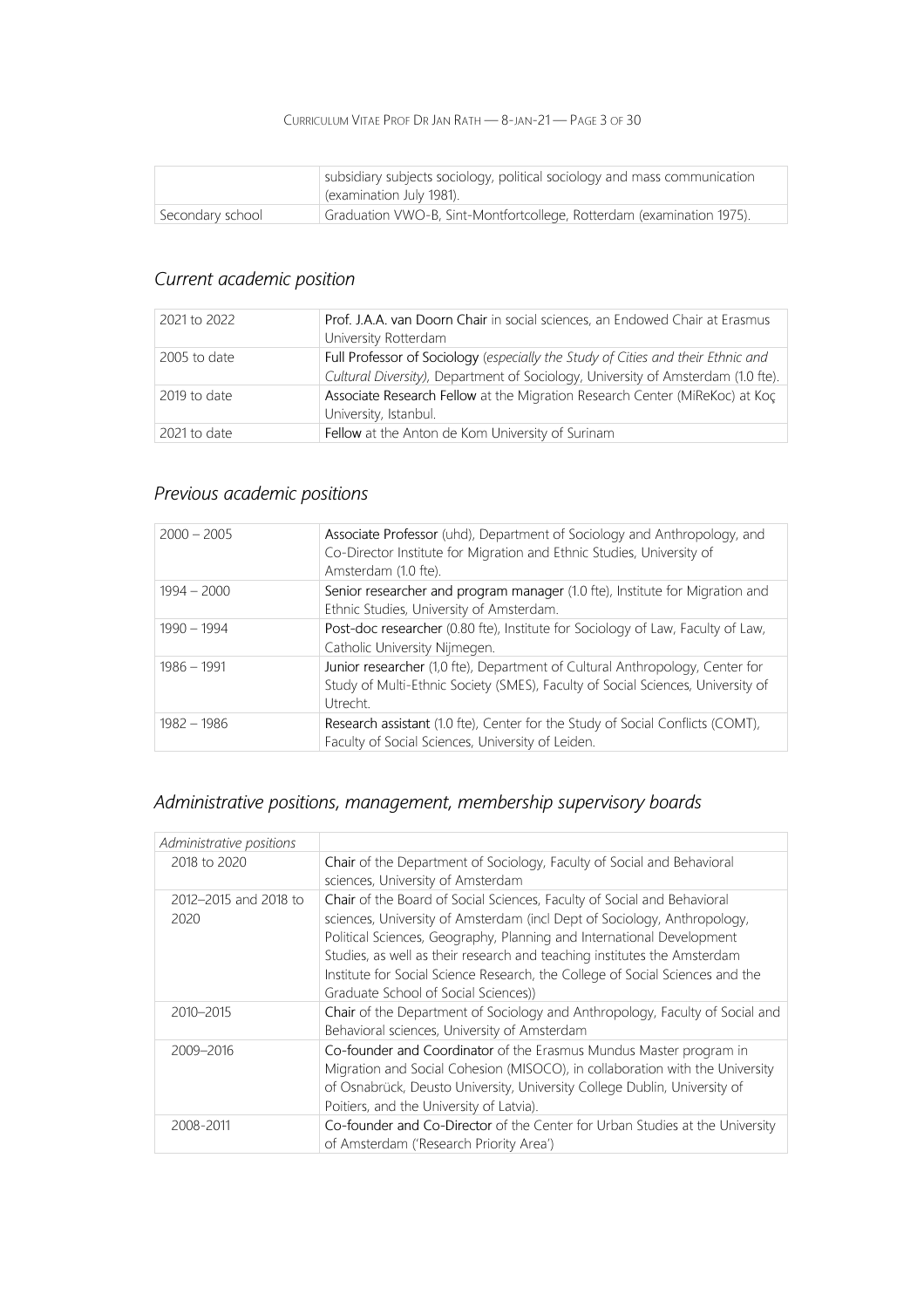| | |
|---|---|
| | subsidiary subjects sociology, political sociology and mass communication (examination July 1981). |
| Secondary school | Graduation VWO-B, Sint-Montfortcollege, Rotterdam (examination 1975). |

## *Current academic position*

| | |
|---|---|
| 2021 to 2022 | **Prof. J.A.A. van Doorn Chair** in social sciences, an Endowed Chair at Erasmus University Rotterdam |
| 2005 to date | **Full Professor of Sociology** (*especially the Study of Cities and their Ethnic and Cultural Diversity),* Department of Sociology, University of Amsterdam (1.0 fte). |
| 2019 to date | **Associate Research Fellow** at the Migration Research Center (MiReKoc) at Koç University, Istanbul. |
| 2021 to date | **Fellow** at the Anton de Kom University of Surinam |

## *Previous academic positions*

| | |
|---|---|
| 2000 – 2005 | **Associate Professor** (uhd), Department of Sociology and Anthropology, and Co-Director Institute for Migration and Ethnic Studies, University of Amsterdam (1.0 fte). |
| 1994 – 2000 | **Senior researcher and program manager** (1.0 fte), Institute for Migration and Ethnic Studies, University of Amsterdam. |
| 1990 – 1994 | **Post-doc researcher** (0.80 fte), Institute for Sociology of Law, Faculty of Law, Catholic University Nijmegen. |
| 1986 – 1991 | **Junior researcher** (1,0 fte), Department of Cultural Anthropology, Center for Study of Multi-Ethnic Society (SMES), Faculty of Social Sciences, University of Utrecht. |
| 1982 – 1986 | **Research assistant** (1.0 fte), Center for the Study of Social Conflicts (COMT), Faculty of Social Sciences, University of Leiden. |

## *Administrative positions, management, membership supervisory boards*

| *Administrative positions* | |
|---|---|
| 2018 to 2020 | **Chair** of the Department of Sociology, Faculty of Social and Behavioral sciences, University of Amsterdam |
| 2012–2015 and 2018 to 2020 | **Chair** of the Board of Social Sciences, Faculty of Social and Behavioral sciences, University of Amsterdam (incl Dept of Sociology, Anthropology, Political Sciences, Geography, Planning and International Development Studies, as well as their research and teaching institutes the Amsterdam Institute for Social Science Research, the College of Social Sciences and the Graduate School of Social Sciences)) |
| 2010–2015 | **Chair** of the Department of Sociology and Anthropology, Faculty of Social and Behavioral sciences, University of Amsterdam |
| 2009–2016 | **Co-founder and Coordinator** of the Erasmus Mundus Master program in Migration and Social Cohesion (MISOCO), in collaboration with the University of Osnabrück, Deusto University, University College Dublin, University of Poitiers, and the University of Latvia). |
| 2008-2011 | **Co-founder and Co-Director** of the Center for Urban Studies at the University of Amsterdam ('Research Priority Area') |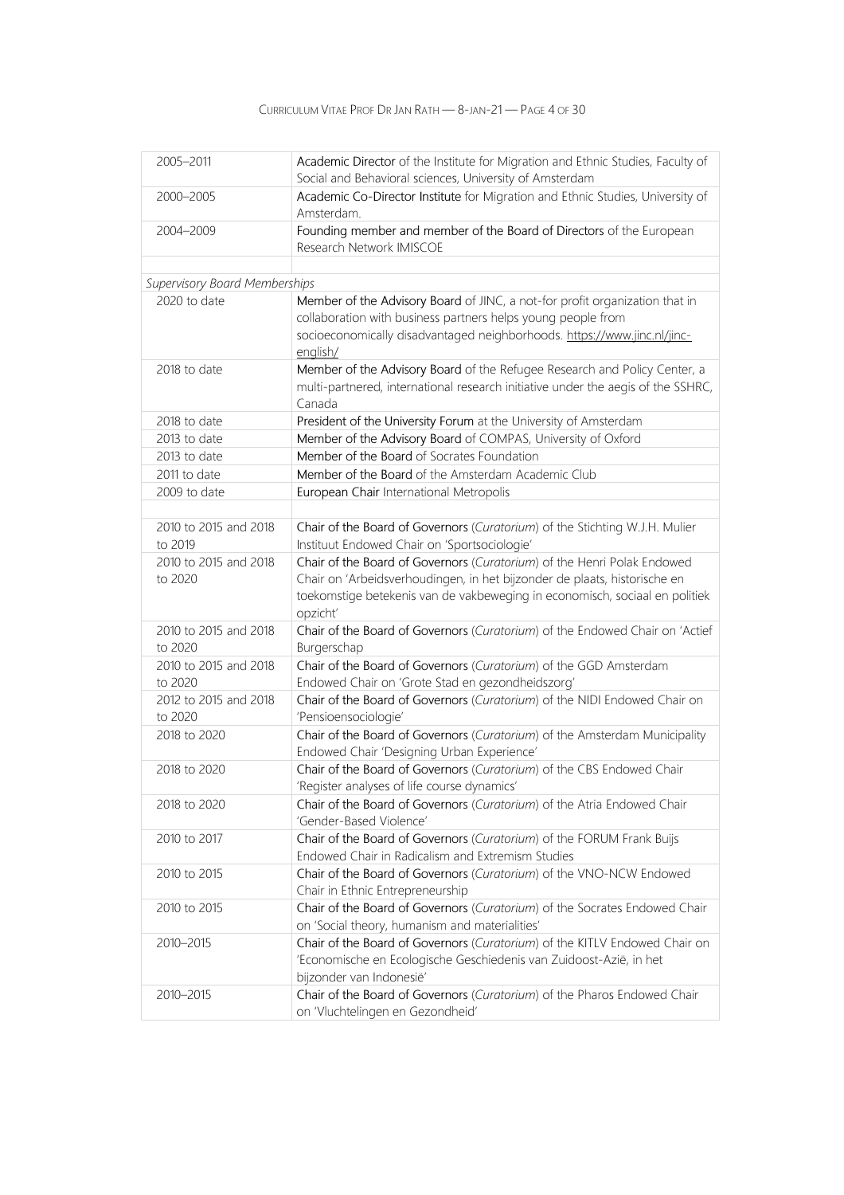| | |
|---|---|
| 2005–2011 | **Academic Director** of the Institute for Migration and Ethnic Studies, Faculty of Social and Behavioral sciences, University of Amsterdam |
| 2000–2005 | **Academic Co-Director Institute** for Migration and Ethnic Studies, University of Amsterdam. |
| 2004–2009 | **Founding member and member of the Board of Directors** of the European Research Network IMISCOE |
| | |
| *Supervisory Board Memberships* | |
| 2020 to date | **Member of the Advisory Board** of JINC, a not-for profit organization that in collaboration with business partners helps young people from socioeconomically disadvantaged neighborhoods. https://www.jinc.nl/jinc-english/ |
| 2018 to date | **Member of the Advisory Board** of the Refugee Research and Policy Center, a multi-partnered, international research initiative under the aegis of the SSHRC, Canada |
| 2018 to date | **President of the University Forum** at the University of Amsterdam |
| 2013 to date | **Member of the Advisory Board** of COMPAS, University of Oxford |
| 2013 to date | **Member of the Board** of Socrates Foundation |
| 2011 to date | **Member of the Board** of the Amsterdam Academic Club |
| 2009 to date | **European Chair** International Metropolis |
| | |
| 2010 to 2015 and 2018 to 2019 | **Chair of the Board of Governors** (*Curatorium*) of the Stichting W.J.H. Mulier Instituut Endowed Chair on 'Sportsociologie' |
| 2010 to 2015 and 2018 to 2020 | **Chair of the Board of Governors** (*Curatorium*) of the Henri Polak Endowed Chair on 'Arbeidsverhoudingen, in het bijzonder de plaats, historische en toekomstige betekenis van de vakbeweging in economisch, sociaal en politiek opzicht' |
| 2010 to 2015 and 2018 to 2020 | **Chair of the Board of Governors** (*Curatorium*) of the Endowed Chair on 'Actief Burgerschap |
| 2010 to 2015 and 2018 to 2020 | **Chair of the Board of Governors** (*Curatorium*) of the GGD Amsterdam Endowed Chair on 'Grote Stad en gezondheidszorg' |
| 2012 to 2015 and 2018 to 2020 | **Chair of the Board of Governors** (*Curatorium*) of the NIDI Endowed Chair on 'Pensioensociologie' |
| 2018 to 2020 | **Chair of the Board of Governors** (*Curatorium*) of the Amsterdam Municipality Endowed Chair 'Designing Urban Experience' |
| 2018 to 2020 | **Chair of the Board of Governors** (*Curatorium*) of the CBS Endowed Chair 'Register analyses of life course dynamics' |
| 2018 to 2020 | **Chair of the Board of Governors** (*Curatorium*) of the Atria Endowed Chair 'Gender-Based Violence' |
| 2010 to 2017 | **Chair of the Board of Governors** (*Curatorium*) of the FORUM Frank Buijs Endowed Chair in Radicalism and Extremism Studies |
| 2010 to 2015 | **Chair of the Board of Governors** (*Curatorium*) of the VNO-NCW Endowed Chair in Ethnic Entrepreneurship |
| 2010 to 2015 | **Chair of the Board of Governors** (*Curatorium*) of the Socrates Endowed Chair on 'Social theory, humanism and materialities' |
| 2010–2015 | **Chair of the Board of Governors** (*Curatorium*) of the KITLV Endowed Chair on 'Economische en Ecologische Geschiedenis van Zuidoost-Azië, in het bijzonder van Indonesië' |
| 2010–2015 | **Chair of the Board of Governors** (*Curatorium*) of the Pharos Endowed Chair on 'Vluchtelingen en Gezondheid' |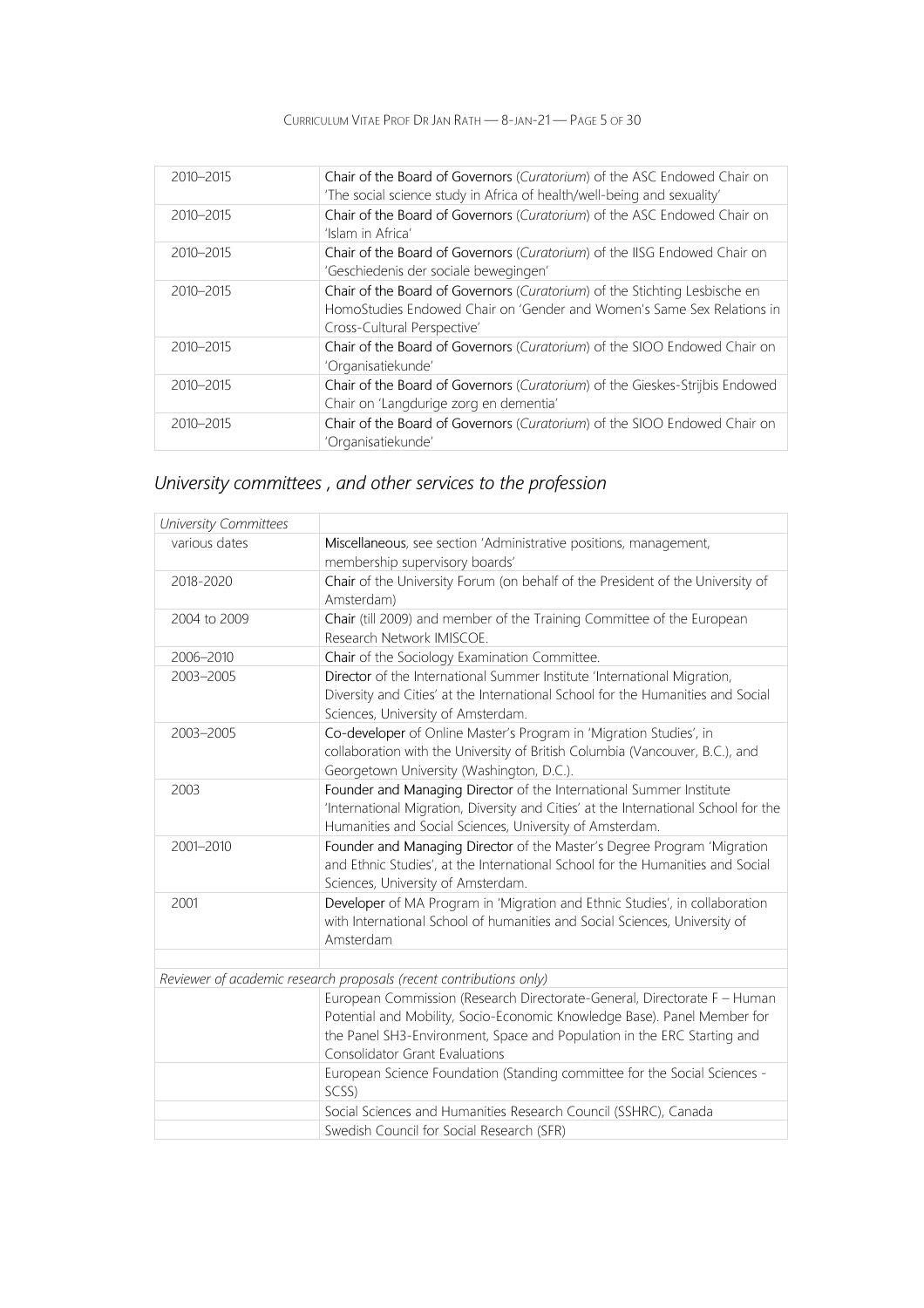| | |
|---|---|
| 2010–2015 | **Chair of the Board of Governors** (*Curatorium*) of the ASC Endowed Chair on 'The social science study in Africa of health/well-being and sexuality' |
| 2010–2015 | **Chair of the Board of Governors** (*Curatorium*) of the ASC Endowed Chair on 'Islam in Africa' |
| 2010–2015 | **Chair of the Board of Governors** (*Curatorium*) of the IISG Endowed Chair on 'Geschiedenis der sociale bewegingen' |
| 2010–2015 | **Chair of the Board of Governors** (*Curatorium*) of the Stichting Lesbische en HomoStudies Endowed Chair on 'Gender and Women's Same Sex Relations in Cross-Cultural Perspective' |
| 2010–2015 | **Chair of the Board of Governors** (*Curatorium*) of the SIOO Endowed Chair on 'Organisatiekunde' |
| 2010–2015 | **Chair of the Board of Governors** (*Curatorium*) of the Gieskes-Strijbis Endowed Chair on 'Langdurige zorg en dementia' |
| 2010–2015 | **Chair of the Board of Governors** (*Curatorium*) of the SIOO Endowed Chair on 'Organisatiekunde' |

## *University committees , and other services to the profession*

| *University Committees* | |
|---|---|
| various dates | **Miscellaneous**, see section 'Administrative positions, management, membership supervisory boards' |
| 2018-2020 | **Chair** of the University Forum (on behalf of the President of the University of Amsterdam) |
| 2004 to 2009 | **Chair** (till 2009) and member of the Training Committee of the European Research Network IMISCOE. |
| 2006–2010 | **Chair** of the Sociology Examination Committee. |
| 2003–2005 | **Director** of the International Summer Institute 'International Migration, Diversity and Cities' at the International School for the Humanities and Social Sciences, University of Amsterdam. |
| 2003–2005 | **Co-developer** of Online Master's Program in 'Migration Studies', in collaboration with the University of British Columbia (Vancouver, B.C.), and Georgetown University (Washington, D.C.). |
| 2003 | **Founder and Managing Director** of the International Summer Institute 'International Migration, Diversity and Cities' at the International School for the Humanities and Social Sciences, University of Amsterdam. |
| 2001–2010 | **Founder and Managing Director** of the Master's Degree Program 'Migration and Ethnic Studies', at the International School for the Humanities and Social Sciences, University of Amsterdam. |
| 2001 | **Developer** of MA Program in 'Migration and Ethnic Studies', in collaboration with International School of humanities and Social Sciences, University of Amsterdam |
| | |
| *Reviewer of academic research proposals (recent contributions only)* | |
| | European Commission (Research Directorate-General, Directorate F – Human Potential and Mobility, Socio-Economic Knowledge Base). Panel Member for the Panel SH3-Environment, Space and Population in the ERC Starting and Consolidator Grant Evaluations |
| | European Science Foundation (Standing committee for the Social Sciences - SCSS) |
| | Social Sciences and Humanities Research Council (SSHRC), Canada |
| | Swedish Council for Social Research (SFR) |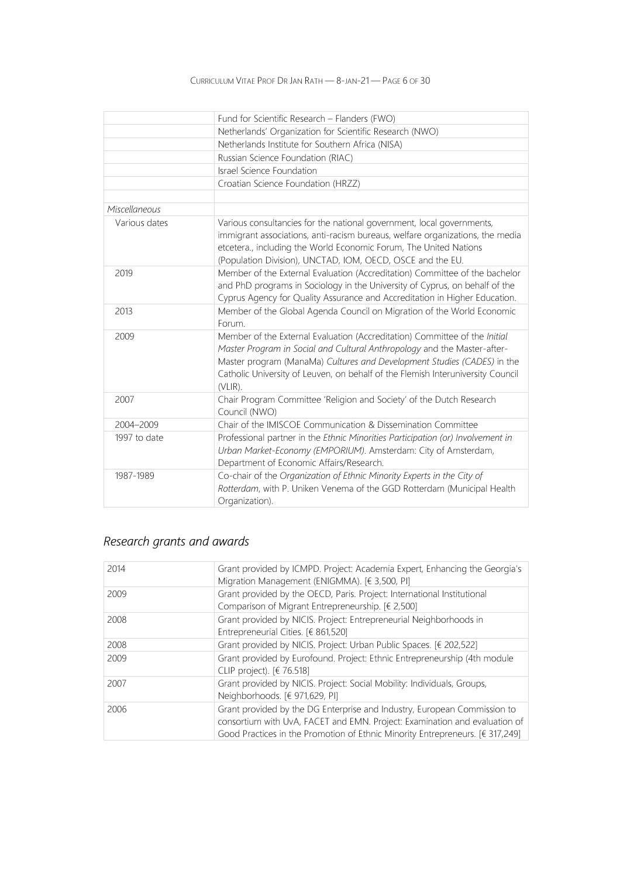| | |
|---|---|
| | Fund for Scientific Research – Flanders (FWO) |
| | Netherlands' Organization for Scientific Research (NWO) |
| | Netherlands Institute for Southern Africa (NISA) |
| | Russian Science Foundation (RIAC) |
| | Israel Science Foundation |
| | Croatian Science Foundation (HRZZ) |
| | |
| *Miscellaneous* | |
| Various dates | Various consultancies for the national government, local governments, immigrant associations, anti-racism bureaus, welfare organizations, the media etcetera., including the World Economic Forum, The United Nations (Population Division), UNCTAD, IOM, OECD, OSCE and the EU. |
| 2019 | Member of the External Evaluation (Accreditation) Committee of the bachelor and PhD programs in Sociology in the University of Cyprus, on behalf of the Cyprus Agency for Quality Assurance and Accreditation in Higher Education. |
| 2013 | Member of the Global Agenda Council on Migration of the World Economic Forum. |
| 2009 | Member of the External Evaluation (Accreditation) Committee of the *Initial Master Program in Social and Cultural Anthropology* and the Master-after-Master program (ManaMa) *Cultures and Development Studies (CADES)* in the Catholic University of Leuven, on behalf of the Flemish Interuniversity Council (VLIR). |
| 2007 | Chair Program Committee 'Religion and Society' of the Dutch Research Council (NWO) |
| 2004–2009 | Chair of the IMISCOE Communication & Dissemination Committee |
| 1997 to date | Professional partner in the *Ethnic Minorities Participation (or) Involvement in Urban Market-Economy (EMPORIUM)*. Amsterdam: City of Amsterdam, Department of Economic Affairs/Research. |
| 1987-1989 | Co-chair of the *Organization of Ethnic Minority Experts in the City of Rotterdam*, with P. Uniken Venema of the GGD Rotterdam (Municipal Health Organization). |

## *Research grants and awards*

| | |
|---|---|
| 2014 | Grant provided by ICMPD. Project: Academia Expert, Enhancing the Georgia's Migration Management (ENIGMMA). [€ 3,500, PI] |
| 2009 | Grant provided by the OECD, Paris. Project: International Institutional Comparison of Migrant Entrepreneurship. [€ 2,500] |
| 2008 | Grant provided by NICIS. Project: Entrepreneurial Neighborhoods in Entrepreneurial Cities. [€ 861,520] |
| 2008 | Grant provided by NICIS. Project: Urban Public Spaces. [€ 202,522] |
| 2009 | Grant provided by Eurofound. Project: Ethnic Entrepreneurship (4th module CLIP project). [€ 76.518] |
| 2007 | Grant provided by NICIS. Project: Social Mobility: Individuals, Groups, Neighborhoods. [€ 971,629, PI] |
| 2006 | Grant provided by the DG Enterprise and Industry, European Commission to consortium with UvA, FACET and EMN. Project: Examination and evaluation of Good Practices in the Promotion of Ethnic Minority Entrepreneurs. [€ 317,249] |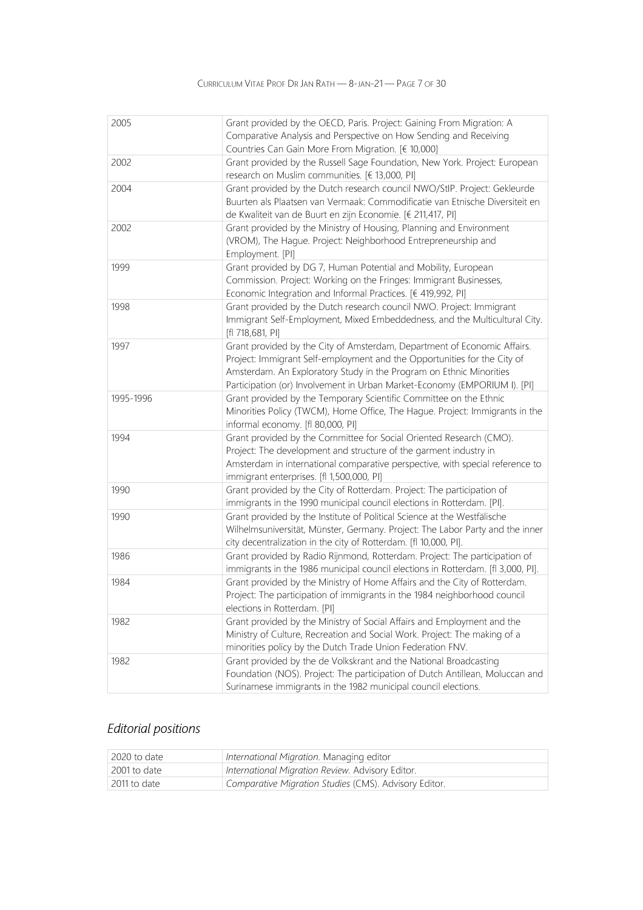| | |
|---|---|
| 2005 | Grant provided by the OECD, Paris. Project: Gaining From Migration: A Comparative Analysis and Perspective on How Sending and Receiving Countries Can Gain More From Migration. [€ 10,000] |
| 2002 | Grant provided by the Russell Sage Foundation, New York. Project: European research on Muslim communities. [€ 13,000, PI] |
| 2004 | Grant provided by the Dutch research council NWO/StIP. Project: Gekleurde Buurten als Plaatsen van Vermaak: Commodificatie van Etnische Diversiteit en de Kwaliteit van de Buurt en zijn Economie. [€ 211,417, PI] |
| 2002 | Grant provided by the Ministry of Housing, Planning and Environment (VROM), The Hague. Project: Neighborhood Entrepreneurship and Employment. [PI] |
| 1999 | Grant provided by DG 7, Human Potential and Mobility, European Commission. Project: Working on the Fringes: Immigrant Businesses, Economic Integration and Informal Practices. [€ 419,992, PI] |
| 1998 | Grant provided by the Dutch research council NWO. Project: Immigrant Immigrant Self-Employment, Mixed Embeddedness, and the Multicultural City. [fl 718,681, PI] |
| 1997 | Grant provided by the City of Amsterdam, Department of Economic Affairs. Project: Immigrant Self-employment and the Opportunities for the City of Amsterdam. An Exploratory Study in the Program on Ethnic Minorities Participation (or) Involvement in Urban Market-Economy (EMPORIUM I). [PI] |
| 1995-1996 | Grant provided by the Temporary Scientific Committee on the Ethnic Minorities Policy (TWCM), Home Office, The Hague. Project: Immigrants in the informal economy. [fl 80,000, PI] |
| 1994 | Grant provided by the Committee for Social Oriented Research (CMO). Project: The development and structure of the garment industry in Amsterdam in international comparative perspective, with special reference to immigrant enterprises. [fl 1,500,000, PI] |
| 1990 | Grant provided by the City of Rotterdam. Project: The participation of immigrants in the 1990 municipal council elections in Rotterdam. [PI]. |
| 1990 | Grant provided by the Institute of Political Science at the Westfälische Wilhelmsuniversität, Münster, Germany. Project: The Labor Party and the inner city decentralization in the city of Rotterdam. [fl 10,000, PI]. |
| 1986 | Grant provided by Radio Rijnmond, Rotterdam. Project: The participation of immigrants in the 1986 municipal council elections in Rotterdam. [fl 3,000, PI]. |
| 1984 | Grant provided by the Ministry of Home Affairs and the City of Rotterdam. Project: The participation of immigrants in the 1984 neighborhood council elections in Rotterdam. [PI] |
| 1982 | Grant provided by the Ministry of Social Affairs and Employment and the Ministry of Culture, Recreation and Social Work. Project: The making of a minorities policy by the Dutch Trade Union Federation FNV. |
| 1982 | Grant provided by the de Volkskrant and the National Broadcasting Foundation (NOS). Project: The participation of Dutch Antillean, Moluccan and Surinamese immigrants in the 1982 municipal council elections. |

## *Editorial positions*

| | |
|---|---|
| 2020 to date | *International Migration*. Managing editor |
| 2001 to date | *International Migration Review*. Advisory Editor. |
| 2011 to date | *Comparative Migration Studies* (CMS). Advisory Editor. |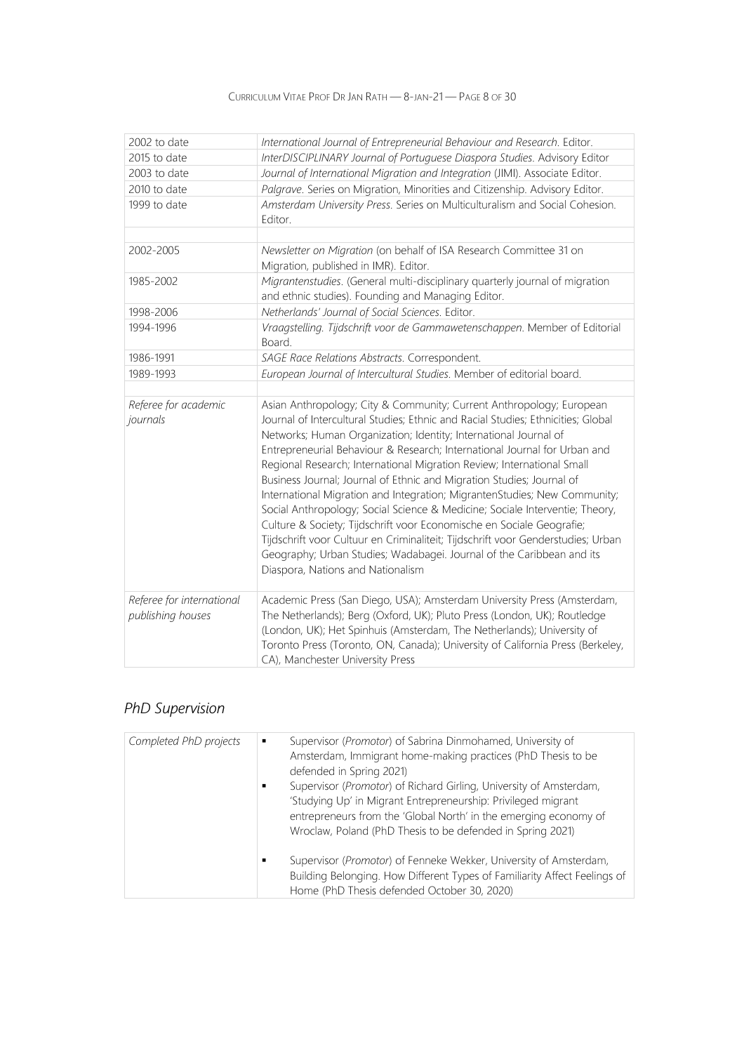| | |
|---|---|
| 2002 to date | *International Journal of Entrepreneurial Behaviour and Research*. Editor. |
| 2015 to date | *InterDISCIPLINARY Journal of Portuguese Diaspora Studies*. Advisory Editor |
| 2003 to date | *Journal of International Migration and Integration* (JIMI). Associate Editor. |
| 2010 to date | *Palgrave*. Series on Migration, Minorities and Citizenship. Advisory Editor. |
| 1999 to date | *Amsterdam University Press*. Series on Multiculturalism and Social Cohesion. Editor. |
| | |
| 2002-2005 | *Newsletter on Migration* (on behalf of ISA Research Committee 31 on Migration, published in IMR). Editor. |
| 1985-2002 | *Migrantenstudies*. (General multi-disciplinary quarterly journal of migration and ethnic studies). Founding and Managing Editor. |
| 1998-2006 | *Netherlands' Journal of Social Sciences*. Editor. |
| 1994-1996 | *Vraagstelling. Tijdschrift voor de Gammawetenschappen*. Member of Editorial Board. |
| 1986-1991 | *SAGE Race Relations Abstracts*. Correspondent. |
| 1989-1993 | *European Journal of Intercultural Studies*. Member of editorial board. |
| | |
| *Referee for academic journals* | Asian Anthropology; City & Community; Current Anthropology; European Journal of Intercultural Studies; Ethnic and Racial Studies; Ethnicities; Global Networks; Human Organization; Identity; International Journal of Entrepreneurial Behaviour & Research; International Journal for Urban and Regional Research; International Migration Review; International Small Business Journal; Journal of Ethnic and Migration Studies; Journal of International Migration and Integration; MigrantenStudies; New Community; Social Anthropology; Social Science & Medicine; Sociale Interventie; Theory, Culture & Society; Tijdschrift voor Economische en Sociale Geografie; Tijdschrift voor Cultuur en Criminaliteit; Tijdschrift voor Genderstudies; Urban Geography; Urban Studies; Wadabagei. Journal of the Caribbean and its Diaspora, Nations and Nationalism |
| *Referee for international publishing houses* | Academic Press (San Diego, USA); Amsterdam University Press (Amsterdam, The Netherlands); Berg (Oxford, UK); Pluto Press (London, UK); Routledge (London, UK); Het Spinhuis (Amsterdam, The Netherlands); University of Toronto Press (Toronto, ON, Canada); University of California Press (Berkeley, CA), Manchester University Press |

## *PhD Supervision*

| | |
|---|---|
| *Completed PhD projects* | ▪ Supervisor (*Promotor*) of Sabrina Dinmohamed, University of Amsterdam, Immigrant home-making practices (PhD Thesis to be defended in Spring 2021)<br>▪ Supervisor (*Promotor*) of Richard Girling, University of Amsterdam, 'Studying Up' in Migrant Entrepreneurship: Privileged migrant entrepreneurs from the 'Global North' in the emerging economy of Wroclaw, Poland (PhD Thesis to be defended in Spring 2021)<br>▪ Supervisor (*Promotor*) of Fenneke Wekker, University of Amsterdam, Building Belonging. How Different Types of Familiarity Affect Feelings of Home (PhD Thesis defended October 30, 2020) |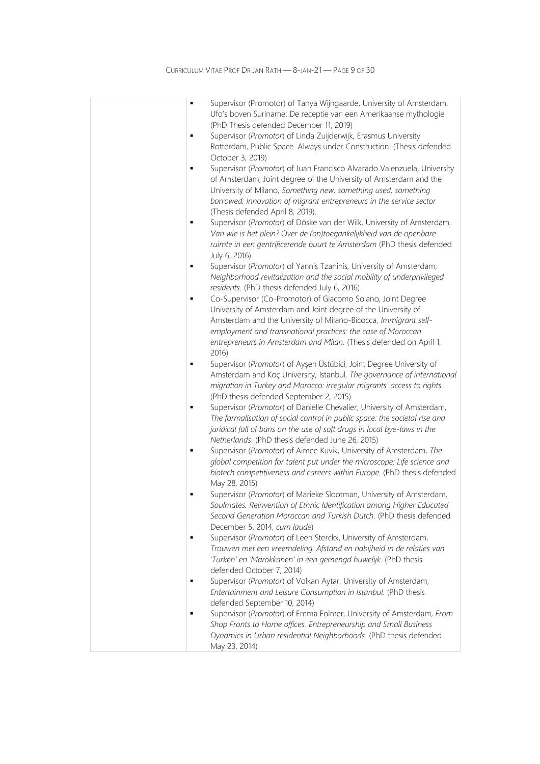- Supervisor (Promotor) of Tanya Wijngaarde, University of Amsterdam, Ufo's boven Suriname: De receptie van een Amerikaanse mythologie (PhD Thesis defended December 11, 2019)
- Supervisor (*Promotor*) of Linda Zuijderwijk, Erasmus University Rotterdam, Public Space. Always under Construction. (Thesis defended October 3, 2019)
- Supervisor (*Promotor*) of Juan Francisco Alvarado Valenzuela, University of Amsterdam, Joint degree of the University of Amsterdam and the University of Milano, *Something new, something used, something borrowed: Innovation of migrant entrepreneurs in the service sector* (Thesis defended April 8, 2019).
- Supervisor (*Promotor*) of Döske van der Wilk, University of Amsterdam, *Van wie is het plein? Over de (on)toegankelijkheid van de openbare ruimte in een gentrificerende buurt te Amsterdam* (PhD thesis defended July 6, 2016)
- Supervisor (*Promotor*) of Yannis Tzaninis, University of Amsterdam, *Neighborhood revitalization and the social mobility of underprivileged residents*. (PhD thesis defended July 6, 2016)
- Co-Supervisor (Co-Promotor) of Giacomo Solano, Joint Degree University of Amsterdam and Joint degree of the University of Amsterdam and the University of Milano-Bicocca, *Immigrant self-employment and transnational practices: the case of Moroccan entrepreneurs in Amsterdam and Milan.* (Thesis defended on April 1, 2016)
- Supervisor (*Promotor*) of Ayşen Üstübici, Joint Degree University of Amsterdam and Koç University, Istanbul, *The governance of international migration in Turkey and Morocco: irregular migrants' access to rights.* (PhD thesis defended September 2, 2015)
- Supervisor (*Promotor*) of Danielle Chevalier, University of Amsterdam, *The formalisation of social control in public space: the societal rise and juridical fall of bans on the use of soft drugs in local bye-laws in the Netherlands.* (PhD thesis defended June 26, 2015)
- Supervisor (*Promotor*) of Aimee Kuvik, University of Amsterdam, *The global competition for talent put under the microscope: Life science and biotech competitiveness and careers within Europe.* (PhD thesis defended May 28, 2015)
- Supervisor (*Promotor*) of Marieke Slootman, University of Amsterdam, *Soulmates. Reinvention of Ethnic Identification among Higher Educated Second Generation Moroccan and Turkish Dutch.* (PhD thesis defended December 5, 2014, *cum laude*)
- Supervisor (*Promotor*) of Leen Sterckx, University of Amsterdam, *Trouwen met een vreemdeling. Afstand en nabijheid in de relaties van 'Turken' en 'Marokkanen' in een gemengd huwelijk.* (PhD thesis defended October 7, 2014)
- Supervisor (*Promotor*) of Volkan Aytar, University of Amsterdam, *Entertainment and Leisure Consumption in Istanbul.* (PhD thesis defended September 10, 2014)
- Supervisor (*Promotor*) of Emma Folmer, University of Amsterdam, *From Shop Fronts to Home offices. Entrepreneurship and Small Business Dynamics in Urban residential Neighborhoods.* (PhD thesis defended May 23, 2014)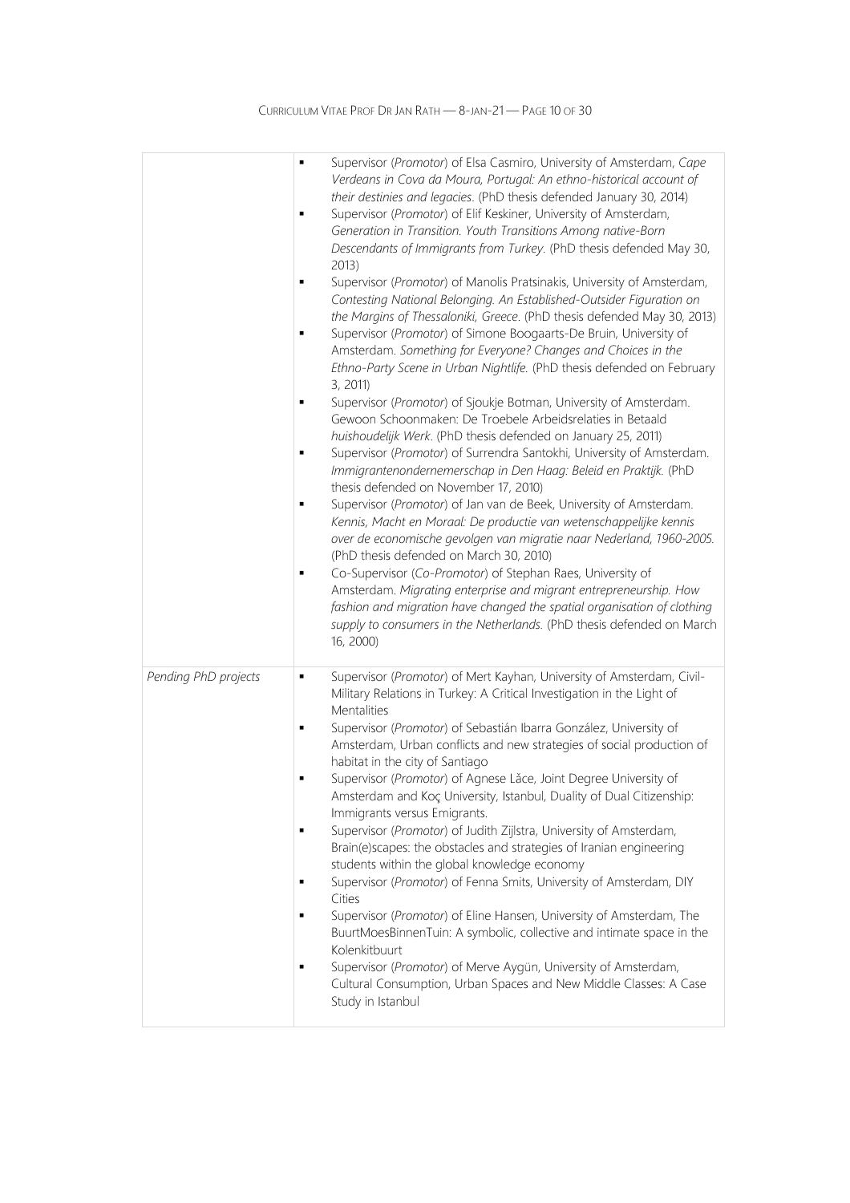| | |
|---|---|
| | ▪ Supervisor (*Promotor*) of Elsa Casmiro, University of Amsterdam, *Cape Verdeans in Cova da Moura, Portugal: An ethno-historical account of their destinies and legacies*. (PhD thesis defended January 30, 2014)<br>▪ Supervisor (*Promotor*) of Elif Keskiner, University of Amsterdam, *Generation in Transition. Youth Transitions Among native-Born Descendants of Immigrants from Turkey*. (PhD thesis defended May 30, 2013)<br>▪ Supervisor (*Promotor*) of Manolis Pratsinakis, University of Amsterdam, *Contesting National Belonging. An Established-Outsider Figuration on the Margins of Thessaloniki, Greece*. (PhD thesis defended May 30, 2013)<br>▪ Supervisor (*Promotor*) of Simone Boogaarts-De Bruin, University of Amsterdam. *Something for Everyone? Changes and Choices in the Ethno-Party Scene in Urban Nightlife*. (PhD thesis defended on February 3, 2011)<br>▪ Supervisor (*Promotor*) of Sjoukje Botman, University of Amsterdam. Gewoon Schoonmaken: De Troebele Arbeidsrelaties in Betaald *huishoudelijk Werk*. (PhD thesis defended on January 25, 2011)<br>▪ Supervisor (*Promotor*) of Surrendra Santokhi, University of Amsterdam. *Immigrantenondernemerschap in Den Haag: Beleid en Praktijk*. (PhD thesis defended on November 17, 2010)<br>▪ Supervisor (*Promotor*) of Jan van de Beek, University of Amsterdam. *Kennis, Macht en Moraal: De productie van wetenschappelijke kennis over de economische gevolgen van migratie naar Nederland, 1960-2005*. (PhD thesis defended on March 30, 2010)<br>▪ Co-Supervisor (*Co-Promotor*) of Stephan Raes, University of Amsterdam. *Migrating enterprise and migrant entrepreneurship. How fashion and migration have changed the spatial organisation of clothing supply to consumers in the Netherlands*. (PhD thesis defended on March 16, 2000) |
| *Pending PhD projects* | ▪ Supervisor (*Promotor*) of Mert Kayhan, University of Amsterdam, Civil-Military Relations in Turkey: A Critical Investigation in the Light of Mentalities<br>▪ Supervisor (*Promotor*) of Sebastián Ibarra González, University of Amsterdam, Urban conflicts and new strategies of social production of habitat in the city of Santiago<br>▪ Supervisor (*Promotor*) of Agnese Lāce, Joint Degree University of Amsterdam and Koç University, Istanbul, Duality of Dual Citizenship: Immigrants versus Emigrants.<br>▪ Supervisor (*Promotor*) of Judith Zijlstra, University of Amsterdam, Brain(e)scapes: the obstacles and strategies of Iranian engineering students within the global knowledge economy<br>▪ Supervisor (*Promotor*) of Fenna Smits, University of Amsterdam, DIY Cities<br>▪ Supervisor (*Promotor*) of Eline Hansen, University of Amsterdam, The BuurtMoesBinnenTuin: A symbolic, collective and intimate space in the Kolenkitbuurt<br>▪ Supervisor (*Promotor*) of Merve Aygün, University of Amsterdam, Cultural Consumption, Urban Spaces and New Middle Classes: A Case Study in Istanbul |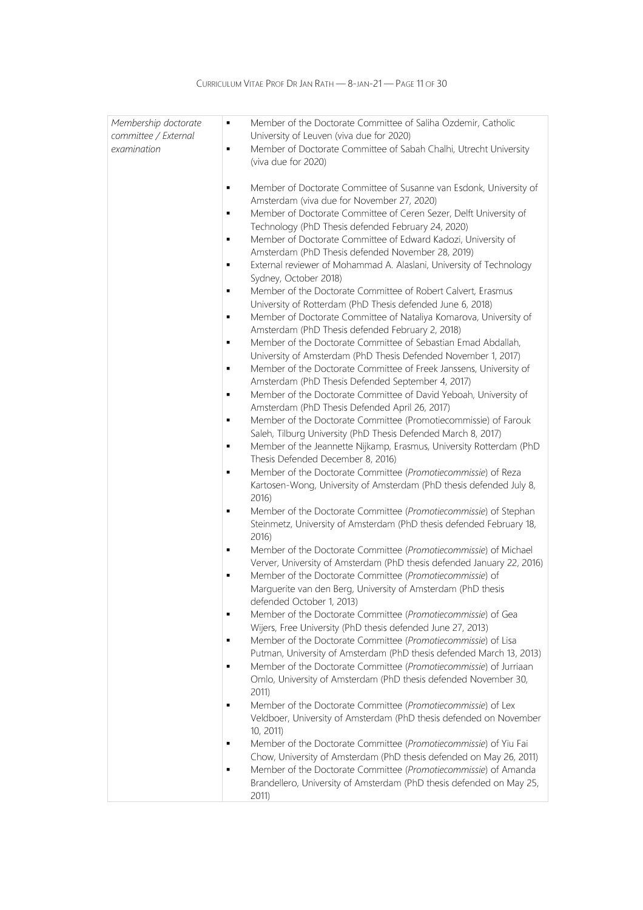| | |
|---|---|
| *Membership doctorate committee / External examination* | - Member of the Doctorate Committee of Saliha Özdemir, Catholic University of Leuven (viva due for 2020)<br>- Member of Doctorate Committee of Sabah Chalhi, Utrecht University (viva due for 2020)<br><br>- Member of Doctorate Committee of Susanne van Esdonk, University of Amsterdam (viva due for November 27, 2020)<br>- Member of Doctorate Committee of Ceren Sezer, Delft University of Technology (PhD Thesis defended February 24, 2020)<br>- Member of Doctorate Committee of Edward Kadozi, University of Amsterdam (PhD Thesis defended November 28, 2019)<br>- External reviewer of Mohammad A. Alaslani, University of Technology Sydney, October 2018)<br>- Member of the Doctorate Committee of Robert Calvert, Erasmus University of Rotterdam (PhD Thesis defended June 6, 2018)<br>- Member of Doctorate Committee of Nataliya Komarova, University of Amsterdam (PhD Thesis defended February 2, 2018)<br>- Member of the Doctorate Committee of Sebastian Emad Abdallah, University of Amsterdam (PhD Thesis Defended November 1, 2017)<br>- Member of the Doctorate Committee of Freek Janssens, University of Amsterdam (PhD Thesis Defended September 4, 2017)<br>- Member of the Doctorate Committee of David Yeboah, University of Amsterdam (PhD Thesis Defended April 26, 2017)<br>- Member of the Doctorate Committee (Promotiecommissie) of Farouk Saleh, Tilburg University (PhD Thesis Defended March 8, 2017)<br>- Member of the Jeannette Nijkamp, Erasmus, University Rotterdam (PhD Thesis Defended December 8, 2016)<br>- Member of the Doctorate Committee (*Promotiecommissie*) of Reza Kartosen-Wong, University of Amsterdam (PhD thesis defended July 8, 2016)<br>- Member of the Doctorate Committee (*Promotiecommissie*) of Stephan Steinmetz, University of Amsterdam (PhD thesis defended February 18, 2016)<br>- Member of the Doctorate Committee (*Promotiecommissie*) of Michael Verver, University of Amsterdam (PhD thesis defended January 22, 2016)<br>- Member of the Doctorate Committee (*Promotiecommissie*) of Marguerite van den Berg, University of Amsterdam (PhD thesis defended October 1, 2013)<br>- Member of the Doctorate Committee (*Promotiecommissie*) of Gea Wijers, Free University (PhD thesis defended June 27, 2013)<br>- Member of the Doctorate Committee (*Promotiecommissie*) of Lisa Putman, University of Amsterdam (PhD thesis defended March 13, 2013)<br>- Member of the Doctorate Committee (*Promotiecommissie*) of Jurriaan Omlo, University of Amsterdam (PhD thesis defended November 30, 2011)<br>- Member of the Doctorate Committee (*Promotiecommissie*) of Lex Veldboer, University of Amsterdam (PhD thesis defended on November 10, 2011)<br>- Member of the Doctorate Committee (*Promotiecommissie*) of Yiu Fai Chow, University of Amsterdam (PhD thesis defended on May 26, 2011)<br>- Member of the Doctorate Committee (*Promotiecommissie*) of Amanda Brandellero, University of Amsterdam (PhD thesis defended on May 25, 2011) |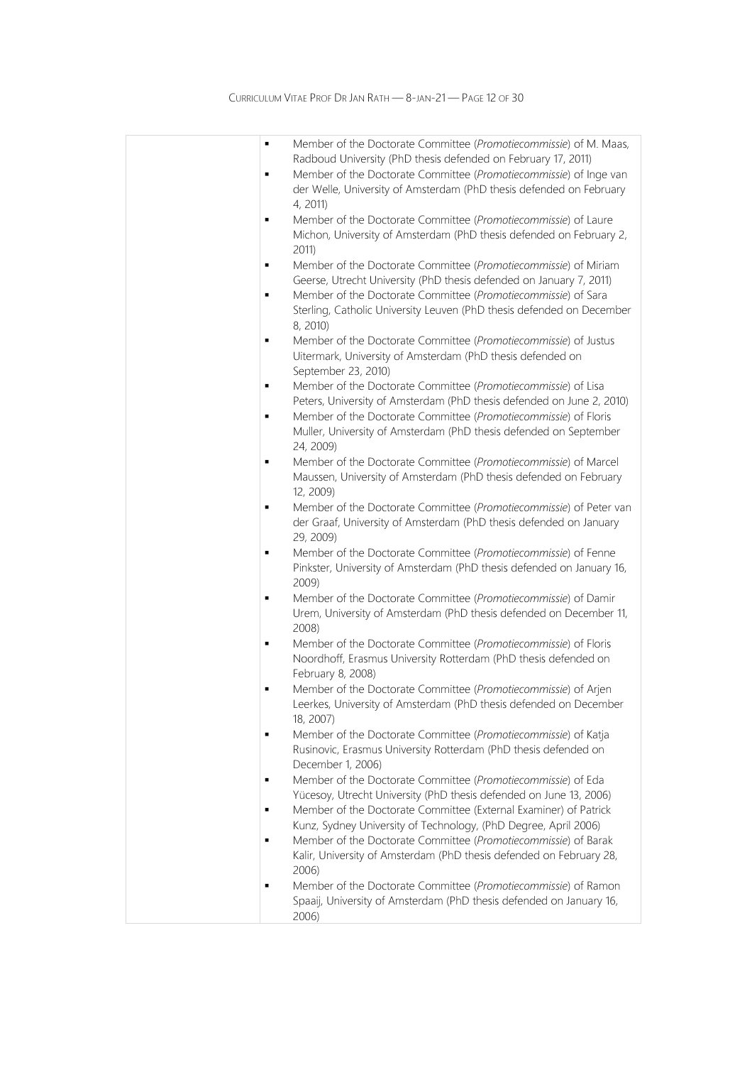- Member of the Doctorate Committee (*Promotiecommissie*) of M. Maas, Radboud University (PhD thesis defended on February 17, 2011)
- Member of the Doctorate Committee (*Promotiecommissie*) of Inge van der Welle, University of Amsterdam (PhD thesis defended on February 4, 2011)
- Member of the Doctorate Committee (*Promotiecommissie*) of Laure Michon, University of Amsterdam (PhD thesis defended on February 2, 2011)
- Member of the Doctorate Committee (*Promotiecommissie*) of Miriam Geerse, Utrecht University (PhD thesis defended on January 7, 2011)
- Member of the Doctorate Committee (*Promotiecommissie*) of Sara Sterling, Catholic University Leuven (PhD thesis defended on December 8, 2010)
- Member of the Doctorate Committee (*Promotiecommissie*) of Justus Uitermark, University of Amsterdam (PhD thesis defended on September 23, 2010)
- Member of the Doctorate Committee (*Promotiecommissie*) of Lisa Peters, University of Amsterdam (PhD thesis defended on June 2, 2010)
- Member of the Doctorate Committee (*Promotiecommissie*) of Floris Muller, University of Amsterdam (PhD thesis defended on September 24, 2009)
- Member of the Doctorate Committee (*Promotiecommissie*) of Marcel Maussen, University of Amsterdam (PhD thesis defended on February 12, 2009)
- Member of the Doctorate Committee (*Promotiecommissie*) of Peter van der Graaf, University of Amsterdam (PhD thesis defended on January 29, 2009)
- Member of the Doctorate Committee (*Promotiecommissie*) of Fenne Pinkster, University of Amsterdam (PhD thesis defended on January 16, 2009)
- Member of the Doctorate Committee (*Promotiecommissie*) of Damir Urem, University of Amsterdam (PhD thesis defended on December 11, 2008)
- Member of the Doctorate Committee (*Promotiecommissie*) of Floris Noordhoff, Erasmus University Rotterdam (PhD thesis defended on February 8, 2008)
- Member of the Doctorate Committee (*Promotiecommissie*) of Arjen Leerkes, University of Amsterdam (PhD thesis defended on December 18, 2007)
- Member of the Doctorate Committee (*Promotiecommissie*) of Katja Rusinovic, Erasmus University Rotterdam (PhD thesis defended on December 1, 2006)
- Member of the Doctorate Committee (*Promotiecommissie*) of Eda Yücesoy, Utrecht University (PhD thesis defended on June 13, 2006)
- Member of the Doctorate Committee (External Examiner) of Patrick Kunz, Sydney University of Technology, (PhD Degree, April 2006)
- Member of the Doctorate Committee (*Promotiecommissie*) of Barak Kalir, University of Amsterdam (PhD thesis defended on February 28, 2006)
- Member of the Doctorate Committee (*Promotiecommissie*) of Ramon Spaaij, University of Amsterdam (PhD thesis defended on January 16, 2006)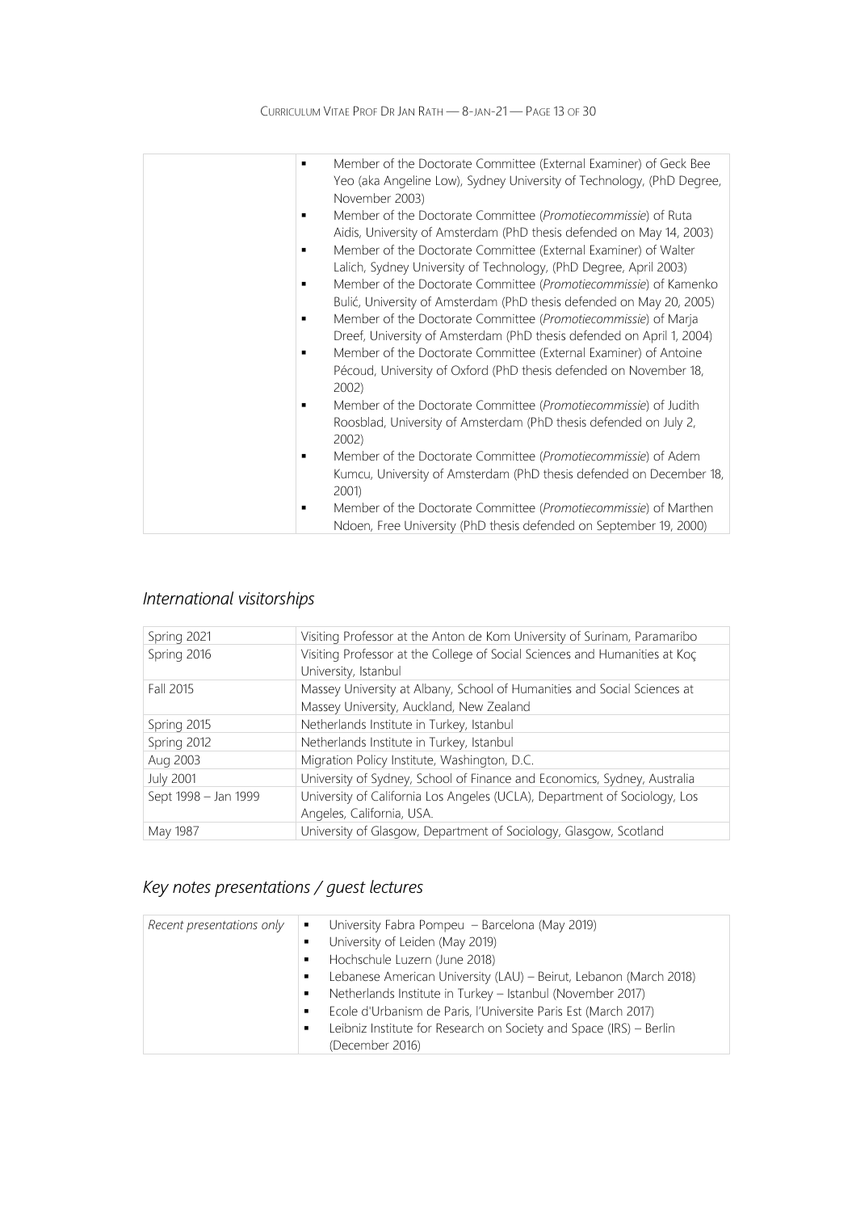| | |
|---|---|
| | ▪ Member of the Doctorate Committee (External Examiner) of Geck Bee Yeo (aka Angeline Low), Sydney University of Technology, (PhD Degree, November 2003)<br>▪ Member of the Doctorate Committee (*Promotiecommissie*) of Ruta Aidis, University of Amsterdam (PhD thesis defended on May 14, 2003)<br>▪ Member of the Doctorate Committee (External Examiner) of Walter Lalich, Sydney University of Technology, (PhD Degree, April 2003)<br>▪ Member of the Doctorate Committee (*Promotiecommissie*) of Kamenko Bulić, University of Amsterdam (PhD thesis defended on May 20, 2005)<br>▪ Member of the Doctorate Committee (*Promotiecommissie*) of Marja Dreef, University of Amsterdam (PhD thesis defended on April 1, 2004)<br>▪ Member of the Doctorate Committee (External Examiner) of Antoine Pécoud, University of Oxford (PhD thesis defended on November 18, 2002)<br>▪ Member of the Doctorate Committee (*Promotiecommissie*) of Judith Roosblad, University of Amsterdam (PhD thesis defended on July 2, 2002)<br>▪ Member of the Doctorate Committee (*Promotiecommissie*) of Adem Kumcu, University of Amsterdam (PhD thesis defended on December 18, 2001)<br>▪ Member of the Doctorate Committee (*Promotiecommissie*) of Marthen Ndoen, Free University (PhD thesis defended on September 19, 2000) |

## *International visitorships*

| | |
|---|---|
| Spring 2021 | Visiting Professor at the Anton de Kom University of Surinam, Paramaribo |
| Spring 2016 | Visiting Professor at the College of Social Sciences and Humanities at Koç University, Istanbul |
| Fall 2015 | Massey University at Albany, School of Humanities and Social Sciences at Massey University, Auckland, New Zealand |
| Spring 2015 | Netherlands Institute in Turkey, Istanbul |
| Spring 2012 | Netherlands Institute in Turkey, Istanbul |
| Aug 2003 | Migration Policy Institute, Washington, D.C. |
| July 2001 | University of Sydney, School of Finance and Economics, Sydney, Australia |
| Sept 1998 – Jan 1999 | University of California Los Angeles (UCLA), Department of Sociology, Los Angeles, California, USA. |
| May 1987 | University of Glasgow, Department of Sociology, Glasgow, Scotland |

## *Key notes presentations / guest lectures*

| | |
|---|---|
| *Recent presentations only* | ▪ University Fabra Pompeu – Barcelona (May 2019)<br>▪ University of Leiden (May 2019)<br>▪ Hochschule Luzern (June 2018)<br>▪ Lebanese American University (LAU) – Beirut, Lebanon (March 2018)<br>▪ Netherlands Institute in Turkey – Istanbul (November 2017)<br>▪ Ecole d'Urbanism de Paris, l'Universite Paris Est (March 2017)<br>▪ Leibniz Institute for Research on Society and Space (IRS) – Berlin (December 2016) |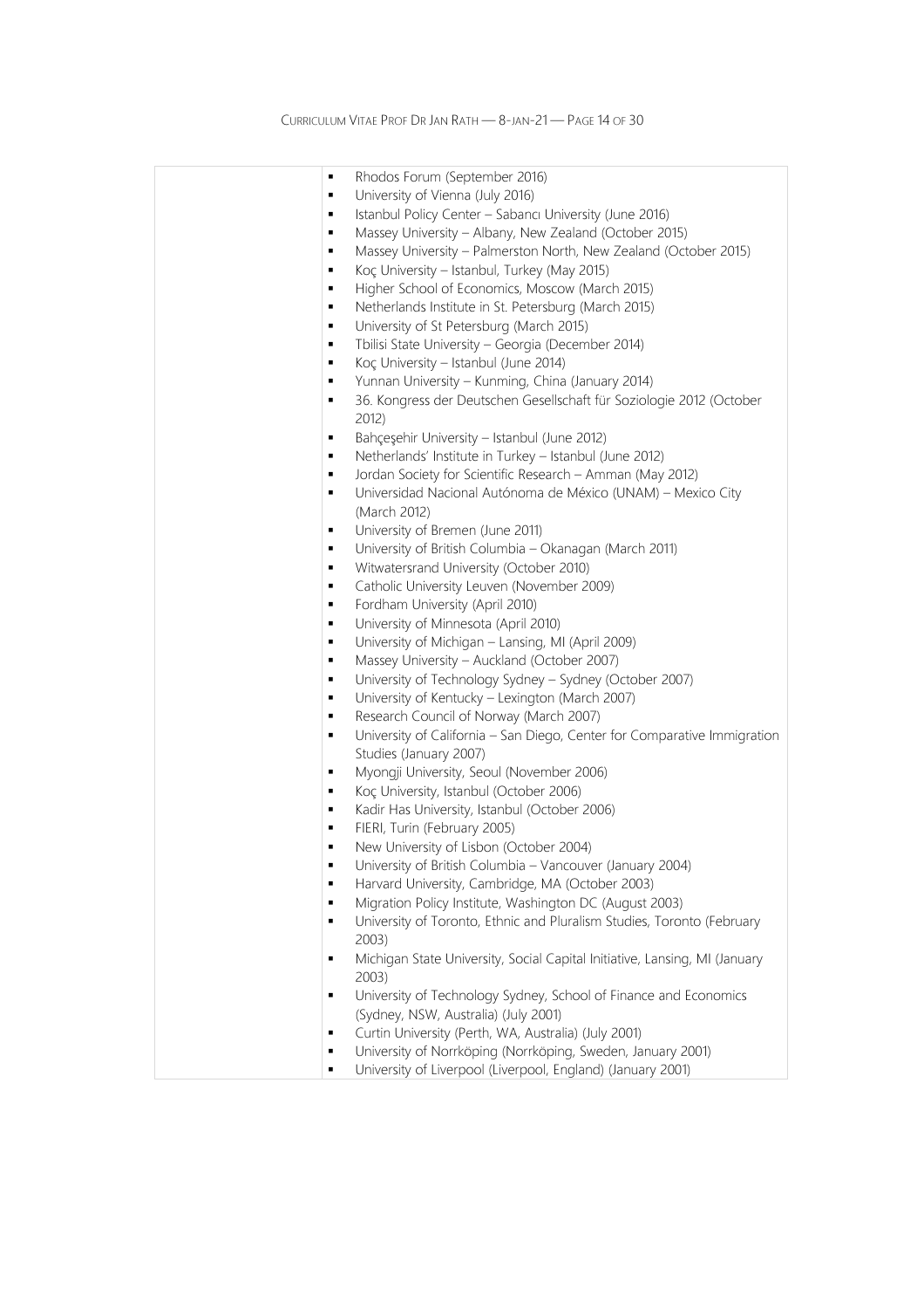- Rhodos Forum (September 2016)
- University of Vienna (July 2016)
- Istanbul Policy Center – Sabancı University (June 2016)
- Massey University – Albany, New Zealand (October 2015)
- Massey University – Palmerston North, New Zealand (October 2015)
- Koç University – Istanbul, Turkey (May 2015)
- Higher School of Economics, Moscow (March 2015)
- Netherlands Institute in St. Petersburg (March 2015)
- University of St Petersburg (March 2015)
- Tbilisi State University – Georgia (December 2014)
- Koç University – Istanbul (June 2014)
- Yunnan University – Kunming, China (January 2014)
- 36. Kongress der Deutschen Gesellschaft für Soziologie 2012 (October 2012)
- Bahçeşehir University – Istanbul (June 2012)
- Netherlands' Institute in Turkey – Istanbul (June 2012)
- Jordan Society for Scientific Research – Amman (May 2012)
- Universidad Nacional Autónoma de México (UNAM) – Mexico City (March 2012)
- University of Bremen (June 2011)
- University of British Columbia – Okanagan (March 2011)
- Witwatersrand University (October 2010)
- Catholic University Leuven (November 2009)
- Fordham University (April 2010)
- University of Minnesota (April 2010)
- University of Michigan – Lansing, MI (April 2009)
- Massey University – Auckland (October 2007)
- University of Technology Sydney – Sydney (October 2007)
- University of Kentucky – Lexington (March 2007)
- Research Council of Norway (March 2007)
- University of California – San Diego, Center for Comparative Immigration Studies (January 2007)
- Myongji University, Seoul (November 2006)
- Koç University, Istanbul (October 2006)
- Kadir Has University, Istanbul (October 2006)
- FIERI, Turin (February 2005)
- New University of Lisbon (October 2004)
- University of British Columbia – Vancouver (January 2004)
- Harvard University, Cambridge, MA (October 2003)
- Migration Policy Institute, Washington DC (August 2003)
- University of Toronto, Ethnic and Pluralism Studies, Toronto (February 2003)
- Michigan State University, Social Capital Initiative, Lansing, MI (January 2003)
- University of Technology Sydney, School of Finance and Economics (Sydney, NSW, Australia) (July 2001)
- Curtin University (Perth, WA, Australia) (July 2001)
- University of Norrköping (Norrköping, Sweden, January 2001)
- University of Liverpool (Liverpool, England) (January 2001)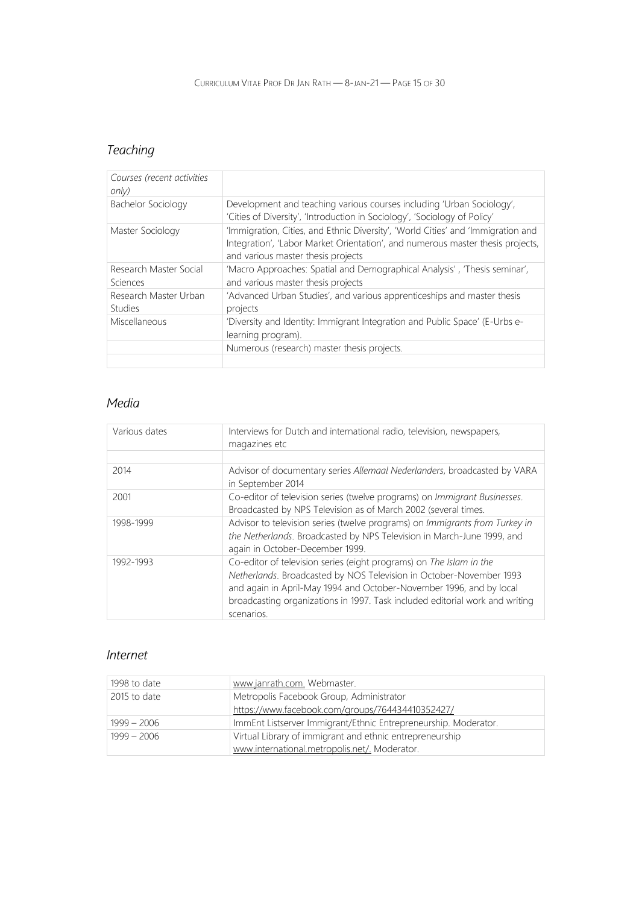## *Teaching*

| *Courses (recent activities only)* | |
|---|---|
| Bachelor Sociology | Development and teaching various courses including 'Urban Sociology', 'Cities of Diversity', 'Introduction in Sociology', 'Sociology of Policy' |
| Master Sociology | 'Immigration, Cities, and Ethnic Diversity', 'World Cities' and 'Immigration and Integration', 'Labor Market Orientation', and numerous master thesis projects, and various master thesis projects |
| Research Master Social Sciences | 'Macro Approaches: Spatial and Demographical Analysis' , 'Thesis seminar', and various master thesis projects |
| Research Master Urban Studies | 'Advanced Urban Studies', and various apprenticeships and master thesis projects |
| Miscellaneous | 'Diversity and Identity: Immigrant Integration and Public Space' (E-Urbs e-learning program). |
| | Numerous (research) master thesis projects. |
| | |

## *Media*

| Various dates | Interviews for Dutch and international radio, television, newspapers, magazines etc |
|---|---|
| | |
| 2014 | Advisor of documentary series *Allemaal Nederlanders*, broadcasted by VARA in September 2014 |
| 2001 | Co-editor of television series (twelve programs) on *Immigrant Businesses*. Broadcasted by NPS Television as of March 2002 (several times. |
| 1998-1999 | Advisor to television series (twelve programs) on *Immigrants from Turkey in the Netherlands*. Broadcasted by NPS Television in March-June 1999, and again in October-December 1999. |
| 1992-1993 | Co-editor of television series (eight programs) on *The Islam in the Netherlands*. Broadcasted by NOS Television in October-November 1993 and again in April-May 1994 and October-November 1996, and by local broadcasting organizations in 1997. Task included editorial work and writing scenarios. |

## *Internet*

| 1998 to date | www.janrath.com. Webmaster. |
|---|---|
| 2015 to date | Metropolis Facebook Group, Administrator https://www.facebook.com/groups/764434410352427/ |
| 1999 – 2006 | ImmEnt Listserver Immigrant/Ethnic Entrepreneurship. Moderator. |
| 1999 – 2006 | Virtual Library of immigrant and ethnic entrepreneurship www.international.metropolis.net/. Moderator. |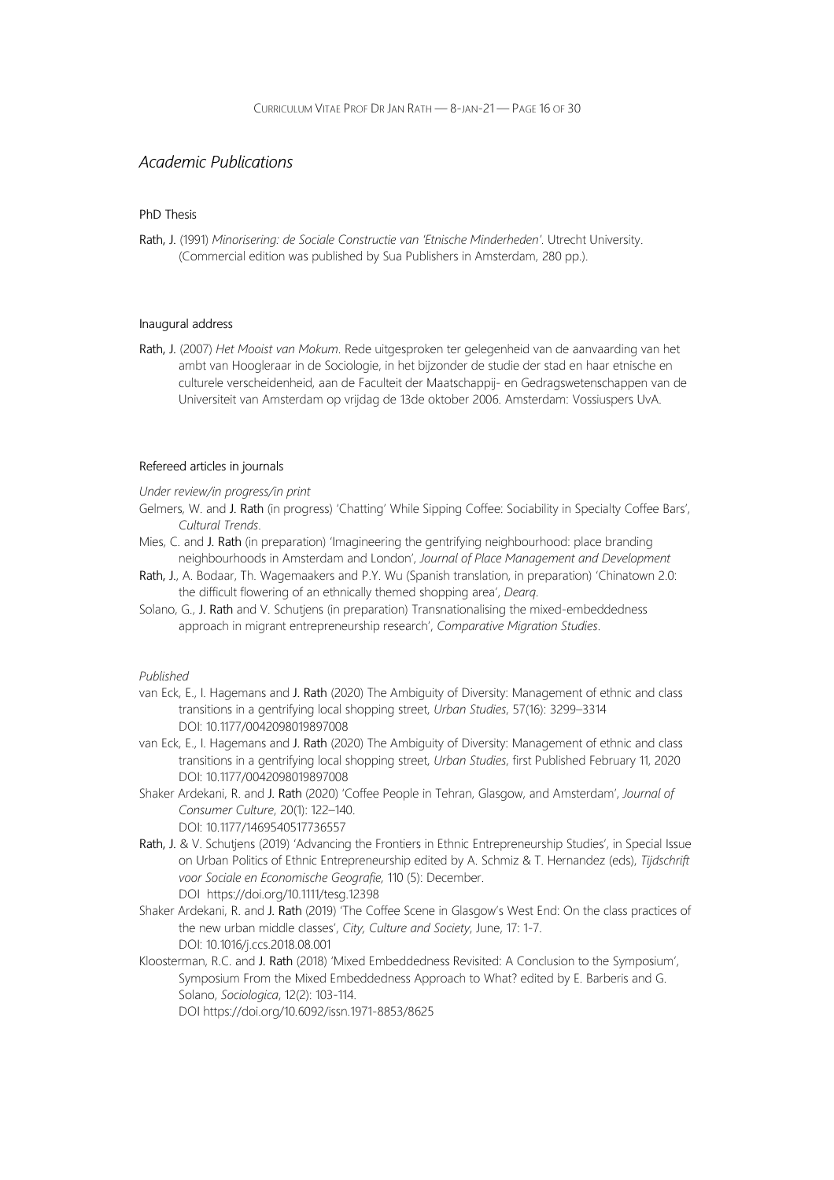## *Academic Publications*

### PhD Thesis

**Rath, J.** (1991) *Minorisering: de Sociale Constructie van 'Etnische Minderheden'*. Utrecht University. (Commercial edition was published by Sua Publishers in Amsterdam, 280 pp.).

### Inaugural address

**Rath, J.** (2007) *Het Mooist van Mokum*. Rede uitgesproken ter gelegenheid van de aanvaarding van het ambt van Hoogleraar in de Sociologie, in het bijzonder de studie der stad en haar etnische en culturele verscheidenheid, aan de Faculteit der Maatschappij- en Gedragswetenschappen van de Universiteit van Amsterdam op vrijdag de 13de oktober 2006. Amsterdam: Vossiuspers UvA.

### Refereed articles in journals

*Under review/in progress/in print*

Gelmers, W. and **J. Rath** (in progress) 'Chatting' While Sipping Coffee: Sociability in Specialty Coffee Bars', *Cultural Trends*.

Mies, C. and **J. Rath** (in preparation) 'Imagineering the gentrifying neighbourhood: place branding neighbourhoods in Amsterdam and London', *Journal of Place Management and Development*

**Rath, J.**, A. Bodaar, Th. Wagemaakers and P.Y. Wu (Spanish translation, in preparation) 'Chinatown 2.0: the difficult flowering of an ethnically themed shopping area', *Dearq*.

Solano, G., **J. Rath** and V. Schutjens (in preparation) Transnationalising the mixed-embeddedness approach in migrant entrepreneurship research', *Comparative Migration Studies*.

*Published*

van Eck, E., I. Hagemans and **J. Rath** (2020) The Ambiguity of Diversity: Management of ethnic and class transitions in a gentrifying local shopping street, *Urban Studies*, 57(16): 3299–3314
DOI: 10.1177/0042098019897008

van Eck, E., I. Hagemans and **J. Rath** (2020) The Ambiguity of Diversity: Management of ethnic and class transitions in a gentrifying local shopping street, *Urban Studies*, first Published February 11, 2020
DOI: 10.1177/0042098019897008

Shaker Ardekani, R. and **J. Rath** (2020) 'Coffee People in Tehran, Glasgow, and Amsterdam', *Journal of Consumer Culture*, 20(1): 122–140.
DOI: 10.1177/1469540517736557

**Rath, J.** & V. Schutjens (2019) 'Advancing the Frontiers in Ethnic Entrepreneurship Studies', in Special Issue on Urban Politics of Ethnic Entrepreneurship edited by A. Schmiz & T. Hernandez (eds), *Tijdschrift voor Sociale en Economische Geografie*, 110 (5): December.
DOI https://doi.org/10.1111/tesg.12398

Shaker Ardekani, R. and **J. Rath** (2019) 'The Coffee Scene in Glasgow's West End: On the class practices of the new urban middle classes', *City, Culture and Society*, June, 17: 1-7.
DOI: 10.1016/j.ccs.2018.08.001

Kloosterman, R.C. and **J. Rath** (2018) 'Mixed Embeddedness Revisited: A Conclusion to the Symposium', Symposium From the Mixed Embeddedness Approach to What? edited by E. Barberis and G. Solano, *Sociologica*, 12(2): 103-114.
DOI https://doi.org/10.6092/issn.1971-8853/8625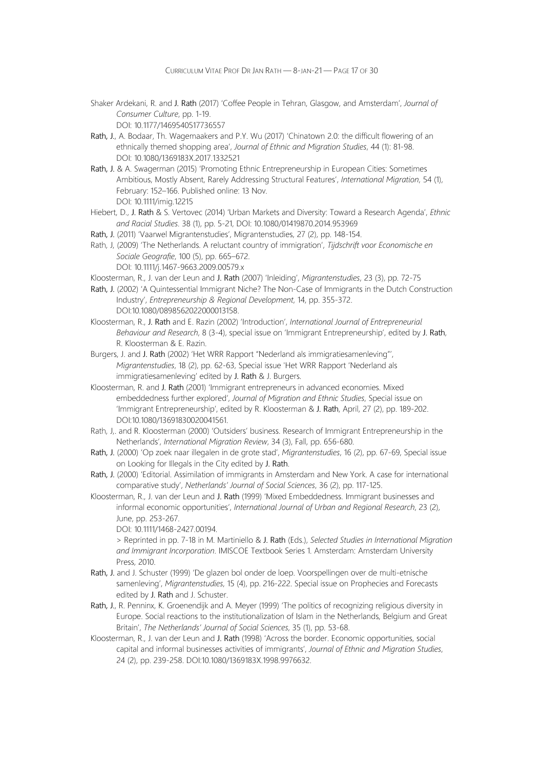Shaker Ardekani, R. and **J. Rath** (2017) 'Coffee People in Tehran, Glasgow, and Amsterdam', *Journal of Consumer Culture*, pp. 1-19.
DOI: 10.1177/1469540517736557

**Rath, J.**, A. Bodaar, Th. Wagemaakers and P.Y. Wu (2017) 'Chinatown 2.0: the difficult flowering of an ethnically themed shopping area', *Journal of Ethnic and Migration Studies*, 44 (1): 81-98.
DOI: 10.1080/1369183X.2017.1332521

**Rath, J.** & A. Swagerman (2015) 'Promoting Ethnic Entrepreneurship in European Cities: Sometimes Ambitious, Mostly Absent, Rarely Addressing Structural Features', *International Migration*, 54 (1), February: 152–166. Published online: 13 Nov.
DOI: 10.1111/imig.12215

Hiebert, D., **J. Rath** & S. Vertovec (2014) 'Urban Markets and Diversity: Toward a Research Agenda', *Ethnic and Racial Studies*. 38 (1), pp. 5-21, DOI: 10.1080/01419870.2014.953969

**Rath, J.** (2011) 'Vaarwel Migrantenstudies', Migrantenstudies, 27 (2), pp. 148-154.

Rath, J, (2009) 'The Netherlands. A reluctant country of immigration', *Tijdschrift voor Economische en Sociale Geografie*, 100 (5), pp. 665–672.
DOI: 10.1111/j.1467-9663.2009.00579.x

Kloosterman, R., J. van der Leun and **J. Rath** (2007) 'Inleiding', *Migrantenstudies*, 23 (3), pp. 72-75

**Rath, J.** (2002) 'A Quintessential Immigrant Niche? The Non-Case of Immigrants in the Dutch Construction Industry', *Entrepreneurship & Regional Development*, 14, pp. 355-372.
DOI:10.1080/0898562022000013158.

Kloosterman, R., **J. Rath** and E. Razin (2002) 'Introduction', *International Journal of Entrepreneurial Behaviour and Research*, 8 (3-4), special issue on 'Immigrant Entrepreneurship', edited by **J. Rath**, R. Kloosterman & E. Razin.

Burgers, J. and **J. Rath** (2002) 'Het WRR Rapport "Nederland als immigratiesamenleving"', *Migrantenstudies*, 18 (2), pp. 62-63, Special issue 'Het WRR Rapport 'Nederland als immigratiesamenleving' edited by **J. Rath** & J. Burgers.

Kloosterman, R. and **J. Rath** (2001) 'Immigrant entrepreneurs in advanced economies. Mixed embeddedness further explored', *Journal of Migration and Ethnic Studies*, Special issue on 'Immigrant Entrepreneurship', edited by R. Kloosterman & **J. Rath**, April, 27 (2), pp. 189-202.
DOI:10.1080/13691830020041561.

Rath, J,. and R. Kloosterman (2000) 'Outsiders' business. Research of Immigrant Entrepreneurship in the Netherlands', *International Migration Review*, 34 (3), Fall, pp. 656-680.

**Rath, J.** (2000) 'Op zoek naar illegalen in de grote stad', *Migrantenstudies*, 16 (2), pp. 67-69, Special issue on Looking for Illegals in the City edited by **J. Rath**.

**Rath, J.** (2000) 'Editorial. Assimilation of immigrants in Amsterdam and New York. A case for international comparative study', *Netherlands' Journal of Social Sciences*, 36 (2), pp. 117-125.

Kloosterman, R., J. van der Leun and **J. Rath** (1999) 'Mixed Embeddedness. Immigrant businesses and informal economic opportunities', *International Journal of Urban and Regional Research*, 23 (2), June, pp. 253-267.
DOI: 10.1111/1468-2427.00194.
> Reprinted in pp. 7-18 in M. Martiniello & **J. Rath** (Eds.), *Selected Studies in International Migration and Immigrant Incorporation*. IMISCOE Textbook Series 1. Amsterdam: Amsterdam University Press, 2010.

**Rath, J.** and J. Schuster (1999) 'De glazen bol onder de loep. Voorspellingen over de multi-etnische samenleving', *Migrantenstudies*, 15 (4), pp. 216-222. Special issue on Prophecies and Forecasts edited by **J. Rath** and J. Schuster.

**Rath, J.**, R. Penninx, K. Groenendijk and A. Meyer (1999) 'The politics of recognizing religious diversity in Europe. Social reactions to the institutionalization of Islam in the Netherlands, Belgium and Great Britain', *The Netherlands' Journal of Social Sciences*, 35 (1), pp. 53-68.

Kloosterman, R., J. van der Leun and **J. Rath** (1998) 'Across the border. Economic opportunities, social capital and informal businesses activities of immigrants', *Journal of Ethnic and Migration Studies*, 24 (2), pp. 239-258. DOI:10.1080/1369183X.1998.9976632.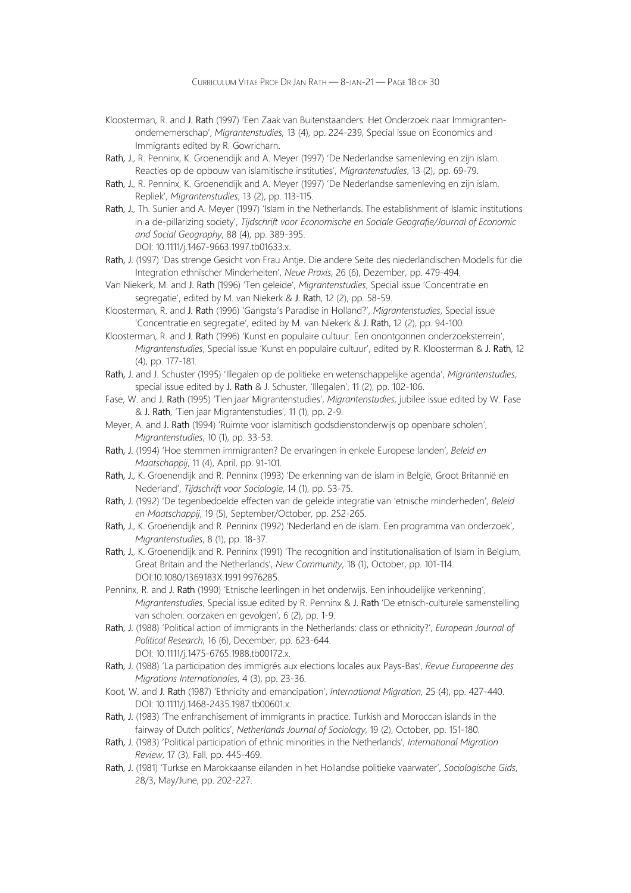Kloosterman, R. and J. Rath (1997) 'Een Zaak van Buitenstaanders: Het Onderzoek naar Immigranten-ondernemerschap', *Migrantenstudies,* 13 (4), pp. 224-239, Special issue on Economics and Immigrants edited by R. Gowricharn.

Rath, J., R. Penninx, K. Groenendijk and A. Meyer (1997) 'De Nederlandse samenleving en zijn islam. Reacties op de opbouw van islamitische instituties', *Migrantenstudies*, 13 (2), pp. 69-79.

Rath, J., R. Penninx, K. Groenendijk and A. Meyer (1997) 'De Nederlandse samenleving en zijn islam. Repliek', *Migrantenstudies*, 13 (2), pp. 113-115.

Rath, J., Th. Sunier and A. Meyer (1997) 'Islam in the Netherlands. The establishment of Islamic institutions in a de-pillarizing society', *Tijdschrift voor Economische en Sociale Geografie/Journal of Economic and Social Geography*, 88 (4), pp. 389-395. DOI: 10.1111/j.1467-9663.1997.tb01633.x.

Rath, J. (1997) 'Das strenge Gesicht von Frau Antje. Die andere Seite des niederländischen Modells für die Integration ethnischer Minderheiten', *Neue Praxis*, 26 (6), Dezember, pp. 479-494.

Van Niekerk, M. and J. Rath (1996) 'Ten geleide', *Migrantenstudies*, Special issue 'Concentratie en segregatie', edited by M. van Niekerk & J. Rath, 12 (2), pp. 58-59.

Kloosterman, R. and J. Rath (1996) 'Gangsta's Paradise in Holland?', *Migrantenstudies*, Special issue 'Concentratie en segregatie', edited by M. van Niekerk & J. Rath, 12 (2), pp. 94-100.

Kloosterman, R. and J. Rath (1996) 'Kunst en populaire cultuur. Een onontgonnen onderzoeksterrein', *Migrantenstudies*, Special issue 'Kunst en populaire cultuur', edited by R. Kloosterman & J. Rath, 12 (4), pp. 177-181.

Rath, J. and J. Schuster (1995) 'Illegalen op de politieke en wetenschappelijke agenda', *Migrantenstudies*, special issue edited by J. Rath & J. Schuster, 'Illegalen', 11 (2), pp. 102-106.

Fase, W. and J. Rath (1995) 'Tien jaar Migrantenstudies', *Migrantenstudies*, jubilee issue edited by W. Fase & J. Rath, 'Tien jaar Migrantenstudies', 11 (1), pp. 2-9.

Meyer, A. and J. Rath (1994) 'Ruimte voor islamitisch godsdienstonderwijs op openbare scholen', *Migrantenstudies*, 10 (1), pp. 33-53.

Rath, J. (1994) 'Hoe stemmen immigranten? De ervaringen in enkele Europese landen', *Beleid en Maatschappij*, 11 (4), April, pp. 91-101.

Rath, J., K. Groenendijk and R. Penninx (1993) 'De erkenning van de islam in België, Groot Brittannië en Nederland', *Tijdschrift voor Sociologie*, 14 (1), pp. 53-75.

Rath, J. (1992) 'De tegenbedoelde effecten van de geleide integratie van 'etnische minderheden', *Beleid en Maatschappij*, 19 (5), September/October, pp. 252-265.

Rath, J., K. Groenendijk and R. Penninx (1992) 'Nederland en de islam. Een programma van onderzoek', *Migrantenstudies*, 8 (1), pp. 18-37.

Rath, J., K. Groenendijk and R. Penninx (1991) 'The recognition and institutionalisation of Islam in Belgium, Great Britain and the Netherlands', *New Community*, 18 (1), October, pp. 101-114. DOI:10.1080/1369183X.1991.9976285.

Penninx, R. and J. Rath (1990) 'Etnische leerlingen in het onderwijs. Een inhoudelijke verkenning', *Migrantenstudies*, Special issue edited by R. Penninx & J. Rath 'De etnisch-culturele samenstelling van scholen: oorzaken en gevolgen', 6 (2), pp. 1-9.

Rath, J. (1988) 'Political action of immigrants in the Netherlands: class or ethnicity?', *European Journal of Political Research*, 16 (6), December, pp. 623-644. DOI: 10.1111/j.1475-6765.1988.tb00172.x.

Rath, J. (1988) 'La participation des immigrés aux elections locales aux Pays-Bas', *Revue Europeenne des Migrations Internationales*, 4 (3), pp. 23-36.

Koot, W. and J. Rath (1987) 'Ethnicity and emancipation', *International Migration*, 25 (4), pp. 427-440. DOI: 10.1111/j.1468-2435.1987.tb00601.x.

Rath, J. (1983) 'The enfranchisement of immigrants in practice. Turkish and Moroccan islands in the fairway of Dutch politics', *Netherlands Journal of Sociology*, 19 (2), October, pp. 151-180.

Rath, J. (1983) 'Political participation of ethnic minorities in the Netherlands', *International Migration Review*, 17 (3), Fall, pp. 445-469.

Rath, J. (1981) 'Turkse en Marokkaanse eilanden in het Hollandse politieke vaarwater', *Sociologische Gids*, 28/3, May/June, pp. 202-227.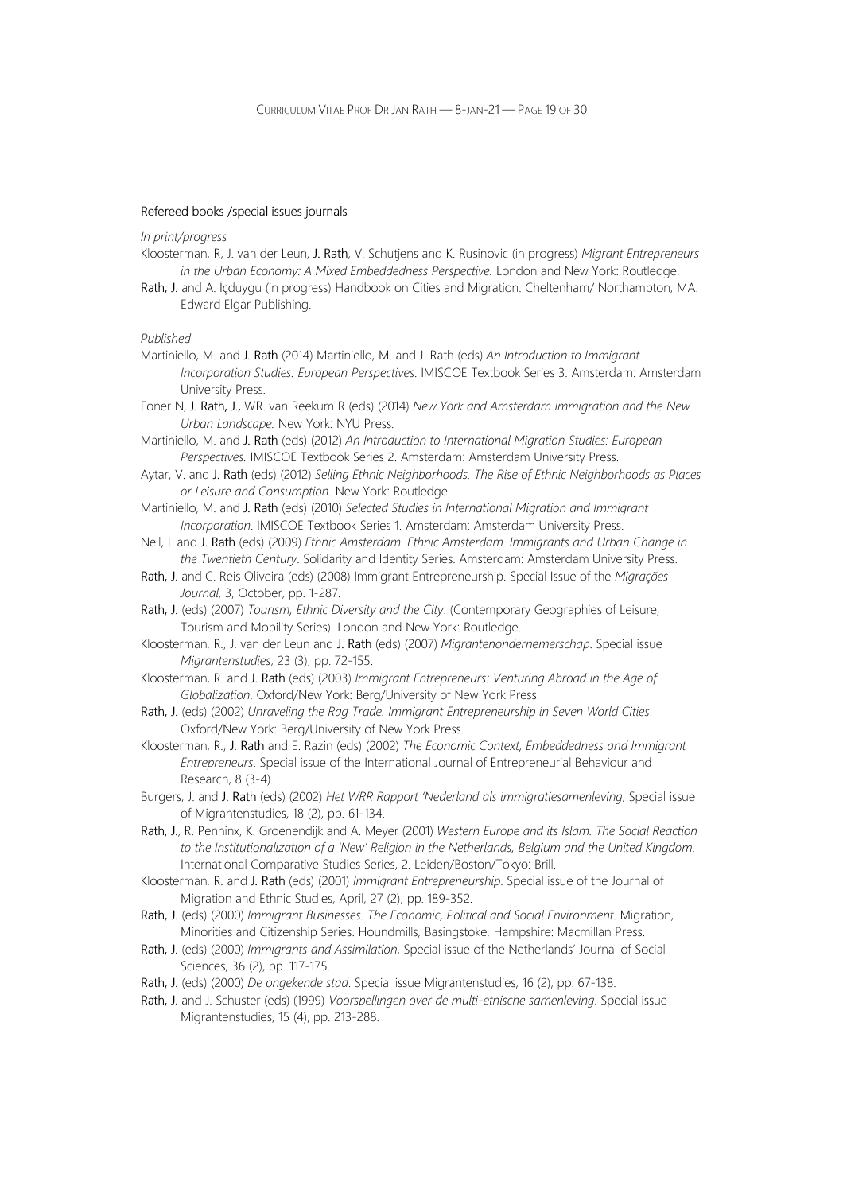Refereed books /special issues journals

*In print/progress*

Kloosterman, R, J. van der Leun, J. Rath, V. Schutjens and K. Rusinovic (in progress) *Migrant Entrepreneurs in the Urban Economy: A Mixed Embeddedness Perspective.* London and New York: Routledge.

Rath, J. and A. İçduygu (in progress) Handbook on Cities and Migration. Cheltenham/ Northampton, MA: Edward Elgar Publishing.

*Published*

Martiniello, M. and J. Rath (2014) Martiniello, M. and J. Rath (eds) *An Introduction to Immigrant Incorporation Studies: European Perspectives*. IMISCOE Textbook Series 3. Amsterdam: Amsterdam University Press.

Foner N, J. Rath, J., WR. van Reekum R (eds) (2014) *New York and Amsterdam Immigration and the New Urban Landscape.* New York: NYU Press.

Martiniello, M. and J. Rath (eds) (2012) *An Introduction to International Migration Studies: European Perspectives.* IMISCOE Textbook Series 2. Amsterdam: Amsterdam University Press.

Aytar, V. and J. Rath (eds) (2012) *Selling Ethnic Neighborhoods. The Rise of Ethnic Neighborhoods as Places or Leisure and Consumption*. New York: Routledge.

Martiniello, M. and J. Rath (eds) (2010) *Selected Studies in International Migration and Immigrant Incorporation*. IMISCOE Textbook Series 1. Amsterdam: Amsterdam University Press.

Nell, L and J. Rath (eds) (2009) *Ethnic Amsterdam. Ethnic Amsterdam. Immigrants and Urban Change in the Twentieth Century*. Solidarity and Identity Series. Amsterdam: Amsterdam University Press.

Rath, J. and C. Reis Oliveira (eds) (2008) Immigrant Entrepreneurship. Special Issue of the *Migrações Journal*, 3, October, pp. 1-287.

Rath, J. (eds) (2007) *Tourism, Ethnic Diversity and the City*. (Contemporary Geographies of Leisure, Tourism and Mobility Series). London and New York: Routledge.

Kloosterman, R., J. van der Leun and J. Rath (eds) (2007) *Migrantenondernemerschap*. Special issue *Migrantenstudies*, 23 (3), pp. 72-155.

Kloosterman, R. and J. Rath (eds) (2003) *Immigrant Entrepreneurs: Venturing Abroad in the Age of Globalization*. Oxford/New York: Berg/University of New York Press.

Rath, J. (eds) (2002) *Unraveling the Rag Trade. Immigrant Entrepreneurship in Seven World Cities*. Oxford/New York: Berg/University of New York Press.

Kloosterman, R., J. Rath and E. Razin (eds) (2002) *The Economic Context, Embeddedness and Immigrant Entrepreneurs*. Special issue of the International Journal of Entrepreneurial Behaviour and Research, 8 (3-4).

Burgers, J. and J. Rath (eds) (2002) *Het WRR Rapport 'Nederland als immigratiesamenleving*, Special issue of Migrantenstudies, 18 (2), pp. 61-134.

Rath, J., R. Penninx, K. Groenendijk and A. Meyer (2001) *Western Europe and its Islam. The Social Reaction to the Institutionalization of a 'New' Religion in the Netherlands, Belgium and the United Kingdom*. International Comparative Studies Series, 2. Leiden/Boston/Tokyo: Brill.

Kloosterman, R. and J. Rath (eds) (2001) *Immigrant Entrepreneurship*. Special issue of the Journal of Migration and Ethnic Studies, April, 27 (2), pp. 189-352.

Rath, J. (eds) (2000) *Immigrant Businesses. The Economic, Political and Social Environment*. Migration, Minorities and Citizenship Series. Houndmills, Basingstoke, Hampshire: Macmillan Press.

Rath, J. (eds) (2000) *Immigrants and Assimilation*, Special issue of the Netherlands' Journal of Social Sciences, 36 (2), pp. 117-175.

Rath, J. (eds) (2000) *De ongekende stad*. Special issue Migrantenstudies, 16 (2), pp. 67-138.

Rath, J. and J. Schuster (eds) (1999) *Voorspellingen over de multi-etnische samenleving*. Special issue Migrantenstudies, 15 (4), pp. 213-288.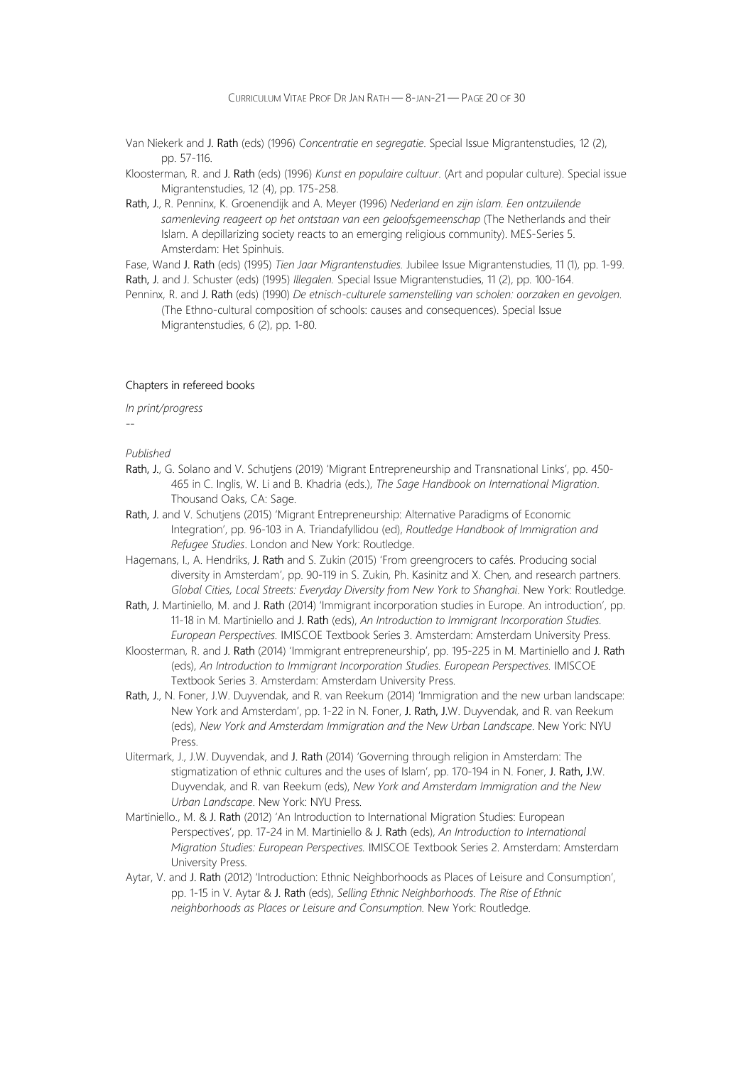Van Niekerk and J. Rath (eds) (1996) *Concentratie en segregatie*. Special Issue Migrantenstudies, 12 (2), pp. 57-116.

Kloosterman, R. and J. Rath (eds) (1996) *Kunst en populaire cultuur.* (Art and popular culture). Special issue Migrantenstudies, 12 (4), pp. 175-258.

Rath, J., R. Penninx, K. Groenendijk and A. Meyer (1996) *Nederland en zijn islam. Een ontzuilende samenleving reageert op het ontstaan van een geloofsgemeenschap* (The Netherlands and their Islam. A depillarizing society reacts to an emerging religious community). MES-Series 5. Amsterdam: Het Spinhuis.

Fase, Wand J. Rath (eds) (1995) *Tien Jaar Migrantenstudies.* Jubilee Issue Migrantenstudies, 11 (1), pp. 1-99.

Rath, J. and J. Schuster (eds) (1995) *Illegalen.* Special Issue Migrantenstudies, 11 (2), pp. 100-164.

Penninx, R. and J. Rath (eds) (1990) *De etnisch-culturele samenstelling van scholen: oorzaken en gevolgen.* (The Ethno-cultural composition of schools: causes and consequences). Special Issue Migrantenstudies, 6 (2), pp. 1-80.

## Chapters in refereed books

*In print/progress*

--

*Published*

Rath, J., G. Solano and V. Schutjens (2019) 'Migrant Entrepreneurship and Transnational Links', pp. 450-465 in C. Inglis, W. Li and B. Khadria (eds.), *The Sage Handbook on International Migration*. Thousand Oaks, CA: Sage.

Rath, J. and V. Schutjens (2015) 'Migrant Entrepreneurship: Alternative Paradigms of Economic Integration', pp. 96-103 in A. Triandafyllidou (ed), *Routledge Handbook of Immigration and Refugee Studies*. London and New York: Routledge.

Hagemans, I., A. Hendriks, J. Rath and S. Zukin (2015) 'From greengrocers to cafés. Producing social diversity in Amsterdam', pp. 90-119 in S. Zukin, Ph. Kasinitz and X. Chen, and research partners. *Global Cities, Local Streets: Everyday Diversity from New York to Shanghai*. New York: Routledge.

Rath, J. Martiniello, M. and J. Rath (2014) 'Immigrant incorporation studies in Europe. An introduction', pp. 11-18 in M. Martiniello and J. Rath (eds), *An Introduction to Immigrant Incorporation Studies. European Perspectives.* IMISCOE Textbook Series 3. Amsterdam: Amsterdam University Press.

Kloosterman, R. and J. Rath (2014) 'Immigrant entrepreneurship', pp. 195-225 in M. Martiniello and J. Rath (eds), *An Introduction to Immigrant Incorporation Studies. European Perspectives.* IMISCOE Textbook Series 3. Amsterdam: Amsterdam University Press.

Rath, J., N. Foner, J.W. Duyvendak, and R. van Reekum (2014) 'Immigration and the new urban landscape: New York and Amsterdam', pp. 1-22 in N. Foner, J. Rath, J.W. Duyvendak, and R. van Reekum (eds), *New York and Amsterdam Immigration and the New Urban Landscape*. New York: NYU Press.

Uitermark, J., J.W. Duyvendak, and J. Rath (2014) 'Governing through religion in Amsterdam: The stigmatization of ethnic cultures and the uses of Islam', pp. 170-194 in N. Foner, J. Rath, J.W. Duyvendak, and R. van Reekum (eds), *New York and Amsterdam Immigration and the New Urban Landscape*. New York: NYU Press.

Martiniello., M. & J. Rath (2012) 'An Introduction to International Migration Studies: European Perspectives', pp. 17-24 in M. Martiniello & J. Rath (eds), *An Introduction to International Migration Studies: European Perspectives.* IMISCOE Textbook Series 2. Amsterdam: Amsterdam University Press.

Aytar, V. and J. Rath (2012) 'Introduction: Ethnic Neighborhoods as Places of Leisure and Consumption', pp. 1-15 in V. Aytar & J. Rath (eds), *Selling Ethnic Neighborhoods. The Rise of Ethnic neighborhoods as Places or Leisure and Consumption.* New York: Routledge.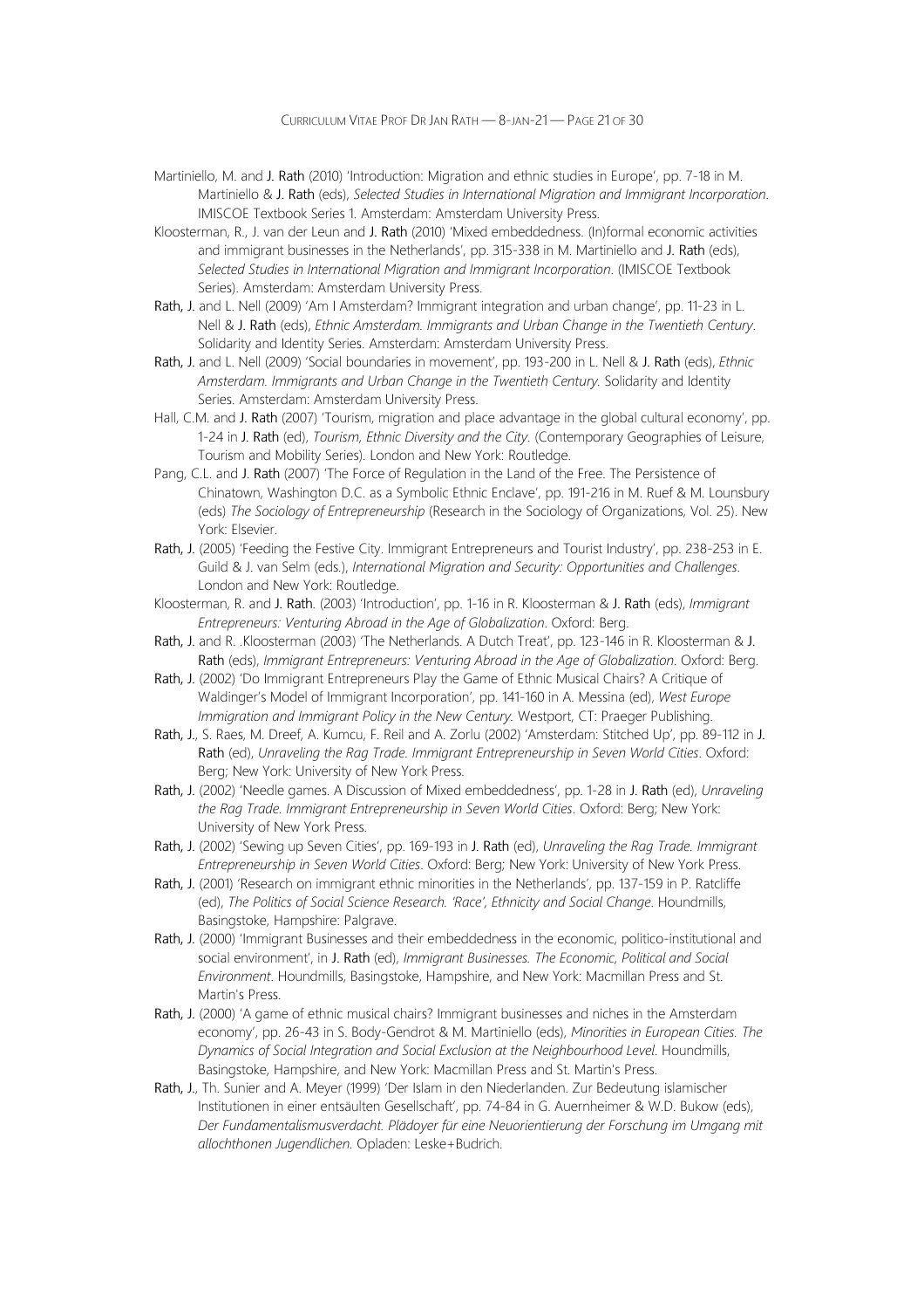Martiniello, M. and J. Rath (2010) 'Introduction: Migration and ethnic studies in Europe', pp. 7-18 in M. Martiniello & J. Rath (eds), *Selected Studies in International Migration and Immigrant Incorporation*. IMISCOE Textbook Series 1. Amsterdam: Amsterdam University Press.

Kloosterman, R., J. van der Leun and J. Rath (2010) 'Mixed embeddedness. (In)formal economic activities and immigrant businesses in the Netherlands', pp. 315-338 in M. Martiniello and J. Rath (eds), *Selected Studies in International Migration and Immigrant Incorporation*. (IMISCOE Textbook Series). Amsterdam: Amsterdam University Press.

Rath, J. and L. Nell (2009) 'Am I Amsterdam? Immigrant integration and urban change', pp. 11-23 in L. Nell & J. Rath (eds), *Ethnic Amsterdam. Immigrants and Urban Change in the Twentieth Century*. Solidarity and Identity Series. Amsterdam: Amsterdam University Press.

Rath, J. and L. Nell (2009) 'Social boundaries in movement', pp. 193-200 in L. Nell & J. Rath (eds), *Ethnic Amsterdam. Immigrants and Urban Change in the Twentieth Century*. Solidarity and Identity Series. Amsterdam: Amsterdam University Press.

Hall, C.M. and J. Rath (2007) 'Tourism, migration and place advantage in the global cultural economy', pp. 1-24 in J. Rath (ed), *Tourism, Ethnic Diversity and the City*. (Contemporary Geographies of Leisure, Tourism and Mobility Series). London and New York: Routledge.

Pang, C.L. and J. Rath (2007) 'The Force of Regulation in the Land of the Free. The Persistence of Chinatown, Washington D.C. as a Symbolic Ethnic Enclave', pp. 191-216 in M. Ruef & M. Lounsbury (eds) *The Sociology of Entrepreneurship* (Research in the Sociology of Organizations, Vol. 25). New York: Elsevier.

Rath, J. (2005) 'Feeding the Festive City. Immigrant Entrepreneurs and Tourist Industry', pp. 238-253 in E. Guild & J. van Selm (eds.), *International Migration and Security: Opportunities and Challenges*. London and New York: Routledge.

Kloosterman, R. and J. Rath. (2003) 'Introduction', pp. 1-16 in R. Kloosterman & J. Rath (eds), *Immigrant Entrepreneurs: Venturing Abroad in the Age of Globalization*. Oxford: Berg.

Rath, J. and R. .Kloosterman (2003) 'The Netherlands. A Dutch Treat', pp. 123-146 in R. Kloosterman & J. Rath (eds), *Immigrant Entrepreneurs: Venturing Abroad in the Age of Globalization*. Oxford: Berg.

Rath, J. (2002) 'Do Immigrant Entrepreneurs Play the Game of Ethnic Musical Chairs? A Critique of Waldinger's Model of Immigrant Incorporation', pp. 141-160 in A. Messina (ed), *West Europe Immigration and Immigrant Policy in the New Century*. Westport, CT: Praeger Publishing.

Rath, J., S. Raes, M. Dreef, A. Kumcu, F. Reil and A. Zorlu (2002) 'Amsterdam: Stitched Up', pp. 89-112 in J. Rath (ed), *Unraveling the Rag Trade. Immigrant Entrepreneurship in Seven World Cities*. Oxford: Berg; New York: University of New York Press.

Rath, J. (2002) 'Needle games. A Discussion of Mixed embeddedness', pp. 1-28 in J. Rath (ed), *Unraveling the Rag Trade. Immigrant Entrepreneurship in Seven World Cities*. Oxford: Berg; New York: University of New York Press.

Rath, J. (2002) 'Sewing up Seven Cities', pp. 169-193 in J. Rath (ed), *Unraveling the Rag Trade. Immigrant Entrepreneurship in Seven World Cities*. Oxford: Berg; New York: University of New York Press.

Rath, J. (2001) 'Research on immigrant ethnic minorities in the Netherlands', pp. 137-159 in P. Ratcliffe (ed), *The Politics of Social Science Research. 'Race', Ethnicity and Social Change*. Houndmills, Basingstoke, Hampshire: Palgrave.

Rath, J. (2000) 'Immigrant Businesses and their embeddedness in the economic, politico-institutional and social environment', in J. Rath (ed), *Immigrant Businesses. The Economic, Political and Social Environment*. Houndmills, Basingstoke, Hampshire, and New York: Macmillan Press and St. Martin's Press.

Rath, J. (2000) 'A game of ethnic musical chairs? Immigrant businesses and niches in the Amsterdam economy', pp. 26-43 in S. Body-Gendrot & M. Martiniello (eds), *Minorities in European Cities. The Dynamics of Social Integration and Social Exclusion at the Neighbourhood Level*. Houndmills, Basingstoke, Hampshire, and New York: Macmillan Press and St. Martin's Press.

Rath, J., Th. Sunier and A. Meyer (1999) 'Der Islam in den Niederlanden. Zur Bedeutung islamischer Institutionen in einer entsäulten Gesellschaft', pp. 74-84 in G. Auernheimer & W.D. Bukow (eds), *Der Fundamentalismusverdacht. Plädoyer für eine Neuorientierung der Forschung im Umgang mit allochthonen Jugendlichen*. Opladen: Leske+Budrich.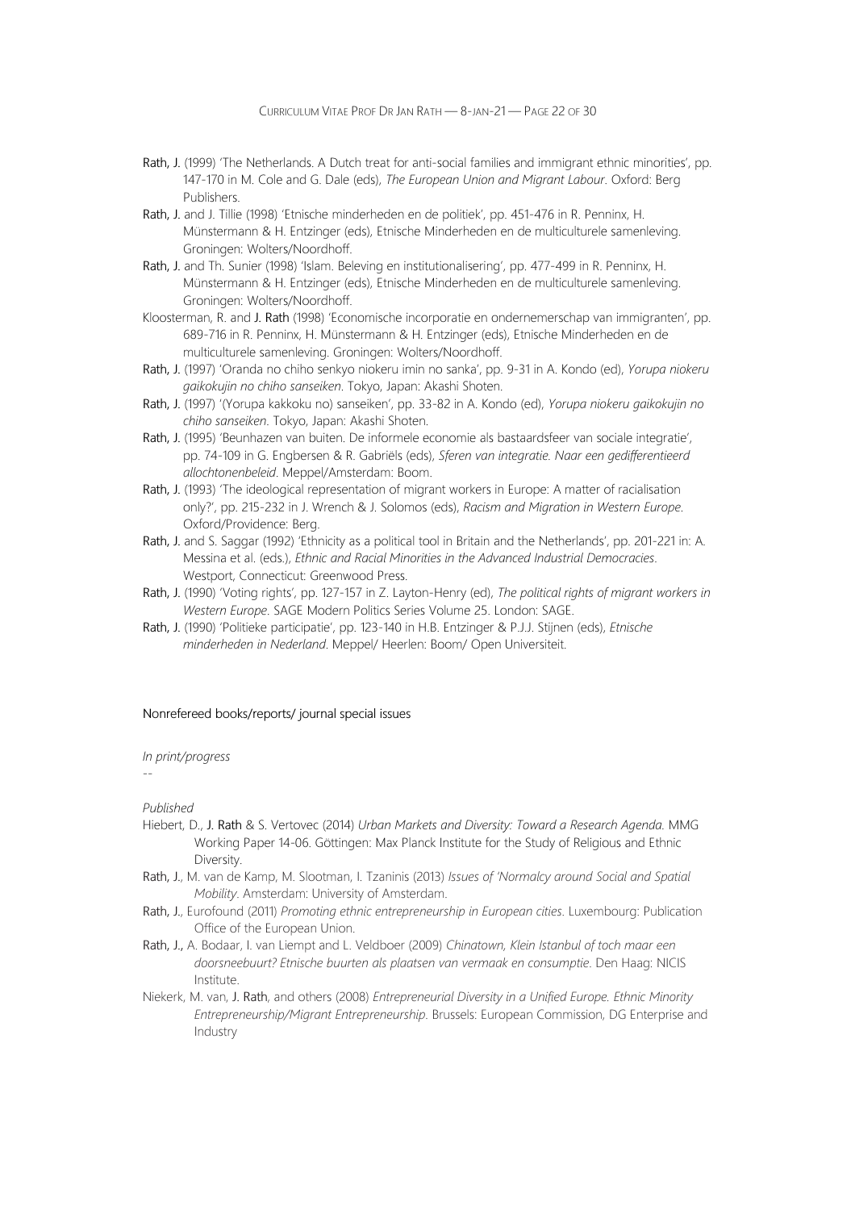Rath, J. (1999) 'The Netherlands. A Dutch treat for anti-social families and immigrant ethnic minorities', pp. 147-170 in M. Cole and G. Dale (eds), *The European Union and Migrant Labour*. Oxford: Berg Publishers.

Rath, J. and J. Tillie (1998) 'Etnische minderheden en de politiek', pp. 451-476 in R. Penninx, H. Münstermann & H. Entzinger (eds), Etnische Minderheden en de multiculturele samenleving. Groningen: Wolters/Noordhoff.

Rath, J. and Th. Sunier (1998) 'Islam. Beleving en institutionalisering', pp. 477-499 in R. Penninx, H. Münstermann & H. Entzinger (eds), Etnische Minderheden en de multiculturele samenleving. Groningen: Wolters/Noordhoff.

Kloosterman, R. and J. Rath (1998) 'Economische incorporatie en ondernemerschap van immigranten', pp. 689-716 in R. Penninx, H. Münstermann & H. Entzinger (eds), Etnische Minderheden en de multiculturele samenleving. Groningen: Wolters/Noordhoff.

Rath, J. (1997) 'Oranda no chiho senkyo niokeru imin no sanka', pp. 9-31 in A. Kondo (ed), *Yorupa niokeru gaikokujin no chiho sanseiken*. Tokyo, Japan: Akashi Shoten.

Rath, J. (1997) '(Yorupa kakkoku no) sanseiken', pp. 33-82 in A. Kondo (ed), *Yorupa niokeru gaikokujin no chiho sanseiken*. Tokyo, Japan: Akashi Shoten.

Rath, J. (1995) 'Beunhazen van buiten. De informele economie als bastaardsfeer van sociale integratie', pp. 74-109 in G. Engbersen & R. Gabriëls (eds), *Sferen van integratie. Naar een gedifferentieerd allochtonenbeleid*. Meppel/Amsterdam: Boom.

Rath, J. (1993) 'The ideological representation of migrant workers in Europe: A matter of racialisation only?', pp. 215-232 in J. Wrench & J. Solomos (eds), *Racism and Migration in Western Europe*. Oxford/Providence: Berg.

Rath, J. and S. Saggar (1992) 'Ethnicity as a political tool in Britain and the Netherlands', pp. 201-221 in: A. Messina et al. (eds.), *Ethnic and Racial Minorities in the Advanced Industrial Democracies*. Westport, Connecticut: Greenwood Press.

Rath, J. (1990) 'Voting rights', pp. 127-157 in Z. Layton-Henry (ed), *The political rights of migrant workers in Western Europe*. SAGE Modern Politics Series Volume 25. London: SAGE.

Rath, J. (1990) 'Politieke participatie', pp. 123-140 in H.B. Entzinger & P.J.J. Stijnen (eds), *Etnische minderheden in Nederland*. Meppel/ Heerlen: Boom/ Open Universiteit.

## Nonrefereed books/reports/ journal special issues

*In print/progress*

--

*Published*

Hiebert, D., J. Rath & S. Vertovec (2014) *Urban Markets and Diversity: Toward a Research Agenda*. MMG Working Paper 14-06. Göttingen: Max Planck Institute for the Study of Religious and Ethnic Diversity.

Rath, J., M. van de Kamp, M. Slootman, I. Tzaninis (2013) *Issues of 'Normalcy around Social and Spatial Mobility*. Amsterdam: University of Amsterdam.

Rath, J., Eurofound (2011) *Promoting ethnic entrepreneurship in European cities*. Luxembourg: Publication Office of the European Union.

Rath, J., A. Bodaar, I. van Liempt and L. Veldboer (2009) *Chinatown, Klein Istanbul of toch maar een doorsneebuurt? Etnische buurten als plaatsen van vermaak en consumptie*. Den Haag: NICIS Institute.

Niekerk, M. van, J. Rath, and others (2008) *Entrepreneurial Diversity in a Unified Europe. Ethnic Minority Entrepreneurship/Migrant Entrepreneurship*. Brussels: European Commission, DG Enterprise and Industry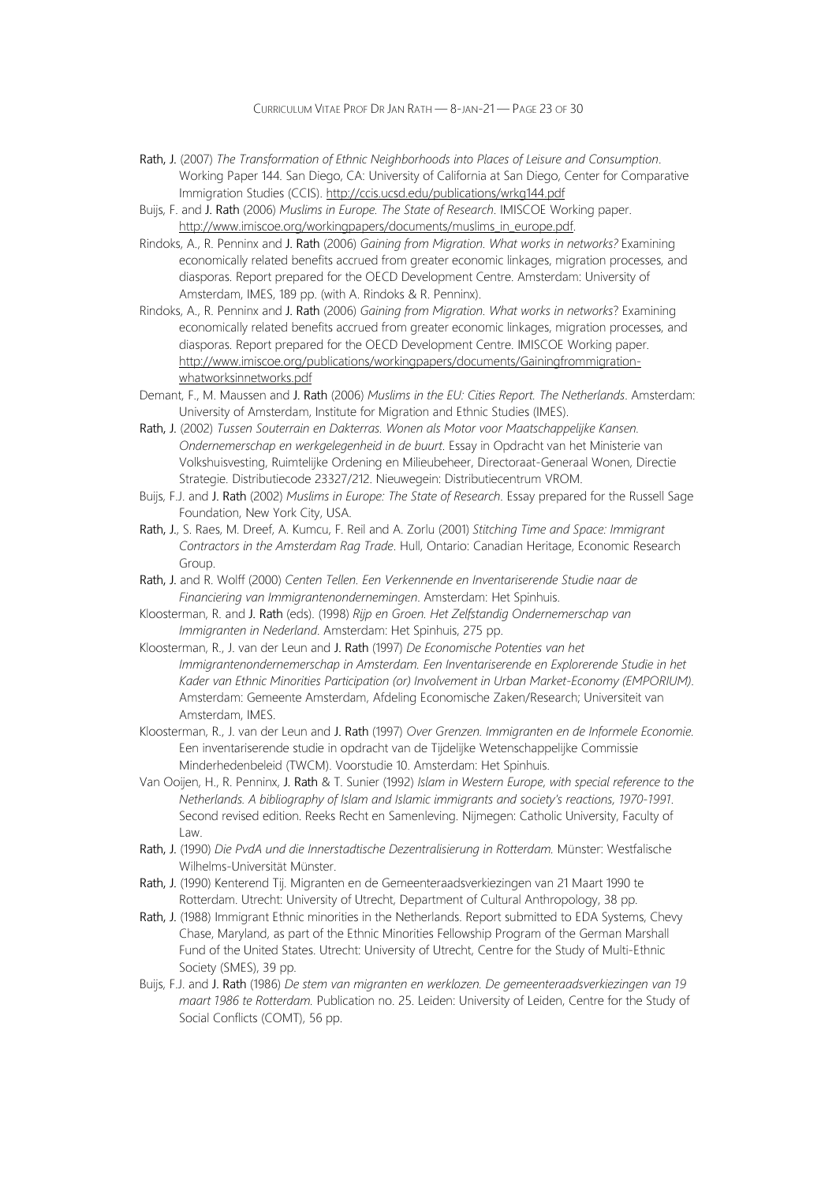Rath, J. (2007) *The Transformation of Ethnic Neighborhoods into Places of Leisure and Consumption*. Working Paper 144. San Diego, CA: University of California at San Diego, Center for Comparative Immigration Studies (CCIS). http://ccis.ucsd.edu/publications/wrkg144.pdf

Buijs, F. and J. Rath (2006) *Muslims in Europe. The State of Research*. IMISCOE Working paper. http://www.imiscoe.org/workingpapers/documents/muslims_in_europe.pdf.

Rindoks, A., R. Penninx and J. Rath (2006) *Gaining from Migration. What works in networks?* Examining economically related benefits accrued from greater economic linkages, migration processes, and diasporas. Report prepared for the OECD Development Centre. Amsterdam: University of Amsterdam, IMES, 189 pp. (with A. Rindoks & R. Penninx).

Rindoks, A., R. Penninx and J. Rath (2006) *Gaining from Migration. What works in networks*? Examining economically related benefits accrued from greater economic linkages, migration processes, and diasporas. Report prepared for the OECD Development Centre. IMISCOE Working paper. http://www.imiscoe.org/publications/workingpapers/documents/Gainingfrommigration-whatworksinnetworks.pdf

Demant, F., M. Maussen and J. Rath (2006) *Muslims in the EU: Cities Report. The Netherlands*. Amsterdam: University of Amsterdam, Institute for Migration and Ethnic Studies (IMES).

Rath, J. (2002) *Tussen Souterrain en Dakterras. Wonen als Motor voor Maatschappelijke Kansen. Ondernemerschap en werkgelegenheid in de buurt*. Essay in Opdracht van het Ministerie van Volkshuisvesting, Ruimtelijke Ordening en Milieubeheer, Directoraat-Generaal Wonen, Directie Strategie. Distributiecode 23327/212. Nieuwegein: Distributiecentrum VROM.

Buijs, F.J. and J. Rath (2002) *Muslims in Europe: The State of Research*. Essay prepared for the Russell Sage Foundation, New York City, USA.

Rath, J., S. Raes, M. Dreef, A. Kumcu, F. Reil and A. Zorlu (2001) *Stitching Time and Space: Immigrant Contractors in the Amsterdam Rag Trade*. Hull, Ontario: Canadian Heritage, Economic Research Group.

Rath, J. and R. Wolff (2000) *Centen Tellen. Een Verkennende en Inventariserende Studie naar de Financiering van Immigrantenondernemingen*. Amsterdam: Het Spinhuis.

Kloosterman, R. and J. Rath (eds). (1998) *Rijp en Groen. Het Zelfstandig Ondernemerschap van Immigranten in Nederland*. Amsterdam: Het Spinhuis, 275 pp.

Kloosterman, R., J. van der Leun and J. Rath (1997) *De Economische Potenties van het Immigrantenondernemerschap in Amsterdam. Een Inventariserende en Explorerende Studie in het Kader van Ethnic Minorities Participation (or) Involvement in Urban Market-Economy (EMPORIUM)*. Amsterdam: Gemeente Amsterdam, Afdeling Economische Zaken/Research; Universiteit van Amsterdam, IMES.

Kloosterman, R., J. van der Leun and J. Rath (1997) *Over Grenzen. Immigranten en de Informele Economie.* Een inventariserende studie in opdracht van de Tijdelijke Wetenschappelijke Commissie Minderhedenbeleid (TWCM). Voorstudie 10. Amsterdam: Het Spinhuis.

Van Ooijen, H., R. Penninx, J. Rath & T. Sunier (1992) *Islam in Western Europe, with special reference to the Netherlands. A bibliography of Islam and Islamic immigrants and society's reactions, 1970-1991.* Second revised edition. Reeks Recht en Samenleving. Nijmegen: Catholic University, Faculty of Law.

Rath, J. (1990) *Die PvdA und die Innerstadtische Dezentralisierung in Rotterdam.* Münster: Westfalische Wilhelms-Universität Münster.

Rath, J. (1990) Kenterend Tij. Migranten en de Gemeenteraadsverkiezingen van 21 Maart 1990 te Rotterdam. Utrecht: University of Utrecht, Department of Cultural Anthropology, 38 pp.

Rath, J. (1988) Immigrant Ethnic minorities in the Netherlands. Report submitted to EDA Systems, Chevy Chase, Maryland, as part of the Ethnic Minorities Fellowship Program of the German Marshall Fund of the United States. Utrecht: University of Utrecht, Centre for the Study of Multi-Ethnic Society (SMES), 39 pp.

Buijs, F.J. and J. Rath (1986) *De stem van migranten en werklozen. De gemeenteraadsverkiezingen van 19 maart 1986 te Rotterdam.* Publication no. 25. Leiden: University of Leiden, Centre for the Study of Social Conflicts (COMT), 56 pp.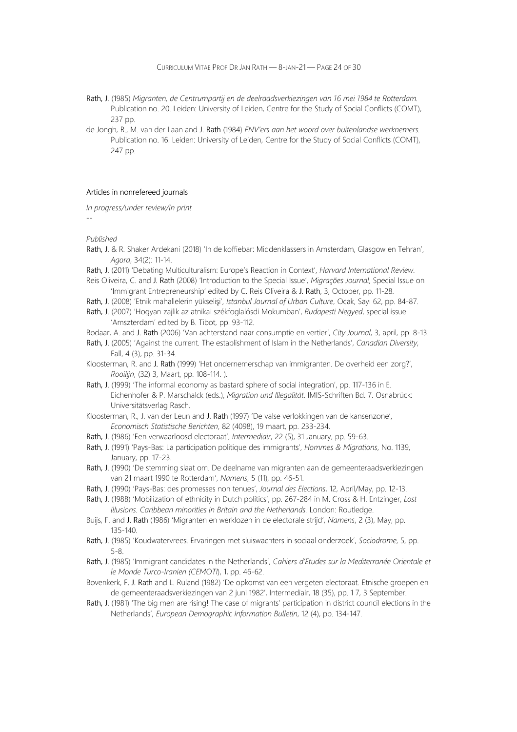Rath, J. (1985) *Migranten, de Centrumpartij en de deelraadsverkiezingen van 16 mei 1984 te Rotterdam*. Publication no. 20. Leiden: University of Leiden, Centre for the Study of Social Conflicts (COMT), 237 pp.

de Jongh, R., M. van der Laan and J. Rath (1984) *FNV'ers aan het woord over buitenlandse werknemers*. Publication no. 16. Leiden: University of Leiden, Centre for the Study of Social Conflicts (COMT), 247 pp.

## Articles in nonrefereed journals

*In progress/under review/in print*

--

*Published*

Rath, J. & R. Shaker Ardekani (2018) 'In de koffiebar: Middenklassers in Amsterdam, Glasgow en Tehran', *Agora*, 34(2): 11-14.

Rath, J. (2011) 'Debating Multiculturalism: Europe's Reaction in Context', *Harvard International Review*.

Reis Oliveira, C. and J. Rath (2008) 'Introduction to the Special Issue', *Migrações Journal*, Special Issue on 'Immigrant Entrepreneurship' edited by C. Reis Oliveira & J. Rath, 3, October, pp. 11-28.

Rath, J. (2008) 'Etnik mahallelerin yükselişi', *Istanbul Journal of Urban Culture*, Ocak, Sayı 62, pp. 84-87.

Rath, J. (2007) 'Hogyan zajlik az atnikai székfoglalósdi Mokumban', *Budapesti Negyed*, special issue 'Amszterdam' edited by B. Tibot, pp. 93-112.

Bodaar, A. and J. Rath (2006) 'Van achterstand naar consumptie en vertier', *City Journal*, 3, april, pp. 8-13.

Rath, J. (2005) 'Against the current. The establishment of Islam in the Netherlands', *Canadian Diversity*, Fall, 4 (3), pp. 31-34.

Kloosterman, R. and J. Rath (1999) 'Het ondernemerschap van immigranten. De overheid een zorg?', *Rooilijn*, (32) 3, Maart, pp. 108-114. ).

Rath, J. (1999) 'The informal economy as bastard sphere of social integration', pp. 117-136 in E. Eichenhofer & P. Marschalck (eds.), *Migration und Illegalität*. IMIS-Schriften Bd. 7. Osnabrück: Universitätsverlag Rasch.

Kloosterman, R., J. van der Leun and J. Rath (1997) 'De valse verlokkingen van de kansenzone', *Economisch Statistische Berichten*, 82 (4098), 19 maart, pp. 233-234.

Rath, J. (1986) 'Een verwaarloosd electoraat', *Intermediair*, 22 (5), 31 January, pp. 59-63.

Rath, J. (1991) 'Pays-Bas: La participation politique des immigrants', *Hommes & Migrations*, No. 1139, January, pp. 17-23.

Rath, J. (1990) 'De stemming slaat om. De deelname van migranten aan de gemeenteraadsverkiezingen van 21 maart 1990 te Rotterdam', *Namens*, 5 (11), pp. 46-51.

Rath, J. (1990) 'Pays-Bas: des promesses non tenues', *Journal des Elections*, 12, April/May, pp. 12-13.

Rath, J. (1988) 'Mobilization of ethnicity in Dutch politics', pp. 267-284 in M. Cross & H. Entzinger, *Lost illusions. Caribbean minorities in Britain and the Netherlands*. London: Routledge.

Buijs, F. and J. Rath (1986) 'Migranten en werklozen in de electorale strijd', *Namens*, 2 (3), May, pp. 135-140.

Rath, J. (1985) 'Koudwatervrees. Ervaringen met sluiswachters in sociaal onderzoek', *Sociodrome*, 5, pp. 5-8.

Rath, J. (1985) 'Immigrant candidates in the Netherlands', *Cahiers d'Etudes sur la Mediterranée Orientale et le Monde Turco-Iranien (CEMOTI)*, 1, pp. 46-62.

Bovenkerk, F, J. Rath and L. Ruland (1982) 'De opkomst van een vergeten electoraat. Etnische groepen en de gemeenteraadsverkiezingen van 2 juni 1982', Intermediair, 18 (35), pp. 1 7, 3 September.

Rath, J. (1981) 'The big men are rising! The case of migrants' participation in district council elections in the Netherlands', *European Demographic Information Bulletin*, 12 (4), pp. 134-147.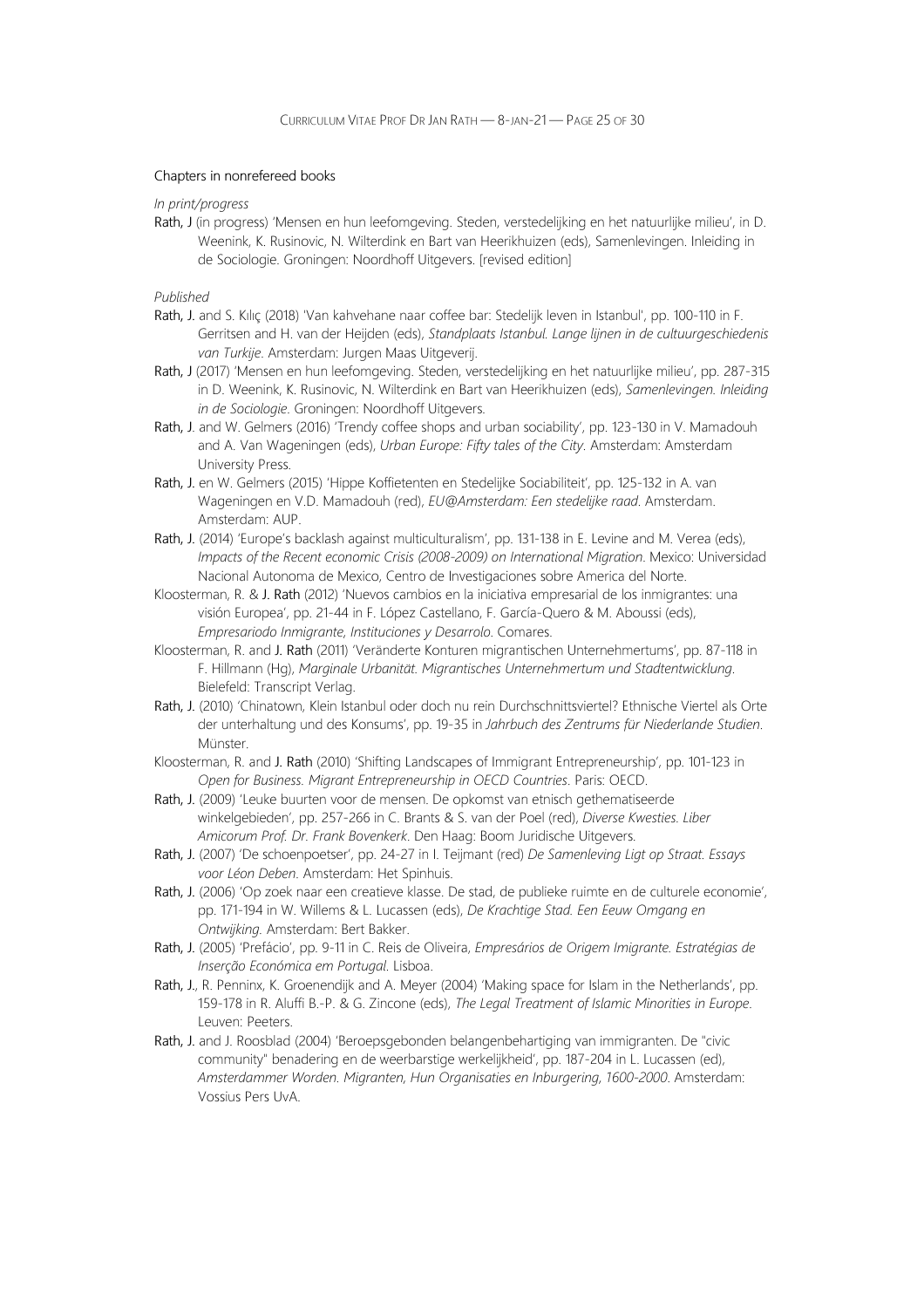Chapters in nonrefereed books

*In print/progress*

Rath, J (in progress) 'Mensen en hun leefomgeving. Steden, verstedelijking en het natuurlijke milieu', in D. Weenink, K. Rusinovic, N. Wilterdink en Bart van Heerikhuizen (eds), Samenlevingen. Inleiding in de Sociologie. Groningen: Noordhoff Uitgevers. [revised edition]

*Published*

Rath, J. and S. Kılıç (2018) 'Van kahvehane naar coffee bar: Stedelijk leven in Istanbul', pp. 100-110 in F. Gerritsen and H. van der Heijden (eds), *Standplaats Istanbul. Lange lijnen in de cultuurgeschiedenis van Turkije*. Amsterdam: Jurgen Maas Uitgeverij.

Rath, J (2017) 'Mensen en hun leefomgeving. Steden, verstedelijking en het natuurlijke milieu', pp. 287-315 in D. Weenink, K. Rusinovic, N. Wilterdink en Bart van Heerikhuizen (eds), *Samenlevingen. Inleiding in de Sociologie*. Groningen: Noordhoff Uitgevers.

Rath, J. and W. Gelmers (2016) 'Trendy coffee shops and urban sociability', pp. 123-130 in V. Mamadouh and A. Van Wageningen (eds), *Urban Europe: Fifty tales of the City*. Amsterdam: Amsterdam University Press.

Rath, J. en W. Gelmers (2015) 'Hippe Koffietenten en Stedelijke Sociabiliteit', pp. 125-132 in A. van Wageningen en V.D. Mamadouh (red), *EU@Amsterdam: Een stedelijke raad*. Amsterdam. Amsterdam: AUP.

Rath, J. (2014) 'Europe's backlash against multiculturalism', pp. 131-138 in E. Levine and M. Verea (eds), *Impacts of the Recent economic Crisis (2008-2009) on International Migration*. Mexico: Universidad Nacional Autonoma de Mexico, Centro de Investigaciones sobre America del Norte.

Kloosterman, R. & J. Rath (2012) 'Nuevos cambios en la iniciativa empresarial de los inmigrantes: una visión Europea', pp. 21-44 in F. López Castellano, F. García-Quero & M. Aboussi (eds), *Empresariodo Inmigrante, Instituciones y Desarrolo*. Comares.

Kloosterman, R. and J. Rath (2011) 'Veränderte Konturen migrantischen Unternehmertums', pp. 87-118 in F. Hillmann (Hg), *Marginale Urbanität. Migrantisches Unternehmertum und Stadtentwicklung*. Bielefeld: Transcript Verlag.

Rath, J. (2010) 'Chinatown, Klein Istanbul oder doch nu rein Durchschnittsviertel? Ethnische Viertel als Orte der unterhaltung und des Konsums', pp. 19-35 in *Jahrbuch des Zentrums für Niederlande Studien*. Münster.

Kloosterman, R. and J. Rath (2010) 'Shifting Landscapes of Immigrant Entrepreneurship', pp. 101-123 in *Open for Business. Migrant Entrepreneurship in OECD Countries*. Paris: OECD.

Rath, J. (2009) 'Leuke buurten voor de mensen. De opkomst van etnisch gethematiseerde winkelgebieden', pp. 257-266 in C. Brants & S. van der Poel (red), *Diverse Kwesties. Liber Amicorum Prof. Dr. Frank Bovenkerk*. Den Haag: Boom Juridische Uitgevers.

Rath, J. (2007) 'De schoenpoetser', pp. 24-27 in I. Teijmant (red) *De Samenleving Ligt op Straat. Essays voor Léon Deben*. Amsterdam: Het Spinhuis.

Rath, J. (2006) 'Op zoek naar een creatieve klasse. De stad, de publieke ruimte en de culturele economie', pp. 171-194 in W. Willems & L. Lucassen (eds), *De Krachtige Stad. Een Eeuw Omgang en Ontwijking.* Amsterdam: Bert Bakker.

Rath, J. (2005) 'Prefácio', pp. 9-11 in C. Reis de Oliveira, *Empresários de Origem Imigrante. Estratégias de Inserção Económica em Portugal*. Lisboa.

Rath, J., R. Penninx, K. Groenendijk and A. Meyer (2004) 'Making space for Islam in the Netherlands', pp. 159-178 in R. Aluffi B.-P. & G. Zincone (eds), *The Legal Treatment of Islamic Minorities in Europe*. Leuven: Peeters.

Rath, J. and J. Roosblad (2004) 'Beroepsgebonden belangenbehartiging van immigranten. De "civic community" benadering en de weerbarstige werkelijkheid', pp. 187-204 in L. Lucassen (ed), *Amsterdammer Worden. Migranten, Hun Organisaties en Inburgering, 1600-2000*. Amsterdam: Vossius Pers UvA.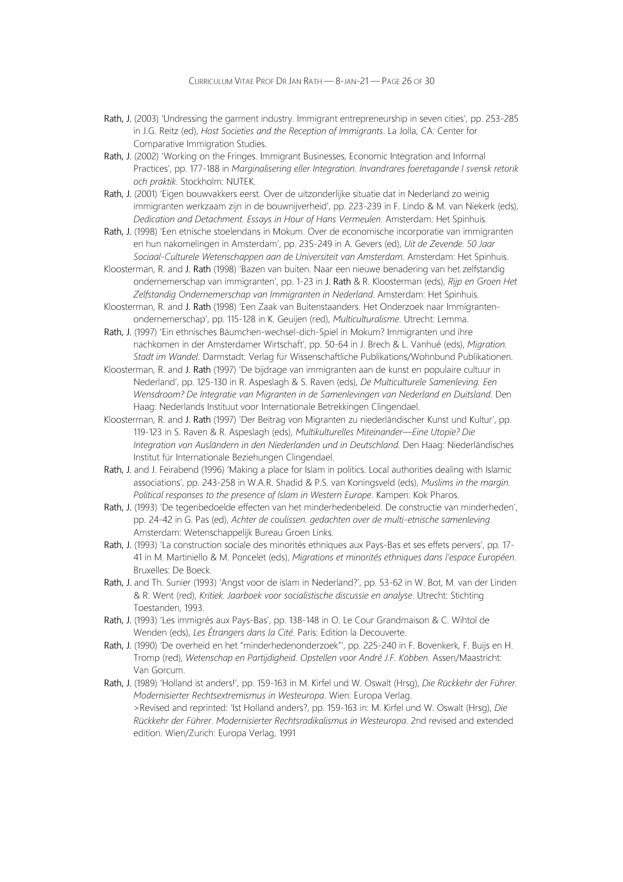- **Rath, J.** (2003) 'Undressing the garment industry. Immigrant entrepreneurship in seven cities', pp. 253-285 in J.G. Reitz (ed), *Host Societies and the Reception of Immigrants*. La Jolla, CA: Center for Comparative Immigration Studies.
- **Rath, J.** (2002) 'Working on the Fringes. Immigrant Businesses, Economic Integration and Informal Practices', pp. 177-188 in *Marginalisering eller Integration. Invandrares foeretagande I svensk retorik och praktik*. Stockholm: NUTEK.
- **Rath, J.** (2001) 'Eigen bouwvakkers eerst. Over de uitzonderlijke situatie dat in Nederland zo weinig immigranten werkzaam zijn in de bouwnijverheid', pp. 223-239 in F. Lindo & M. van Niekerk (eds), *Dedication and Detachment. Essays in Hour of Hans Vermeulen*. Amsterdam: Het Spinhuis.
- **Rath, J.** (1998) 'Een etnische stoelendans in Mokum. Over de economische incorporatie van immigranten en hun nakomelingen in Amsterdam', pp. 235-249 in A. Gevers (ed), *Uit de Zevende. 50 Jaar Sociaal-Culturele Wetenschappen aan de Universiteit van Amsterdam*. Amsterdam: Het Spinhuis.
- Kloosterman, R. and **J. Rath** (1998) 'Bazen van buiten. Naar een nieuwe benadering van het zelfstandig ondernemerschap van immigranten', pp. 1-23 in **J. Rath** & R. Kloosterman (eds), *Rijp en Groen Het Zelfstandig Ondernemerschap van Immigranten in Nederland*. Amsterdam: Het Spinhuis.
- Kloosterman, R. and **J. Rath** (1998) 'Een Zaak van Buitenstaanders. Het Onderzoek naar Immigranten-ondernemerschap', pp. 115-128 in K. Geuijen (red), *Multiculturalisme*. Utrecht: Lemma.
- **Rath, J.** (1997) 'Ein ethnisches Bäumchen-wechsel-dich-Spiel in Mokum? Immigranten und ihre nachkomen in der Amsterdamer Wirtschaft', pp. 50-64 in J. Brech & L. Vanhué (eds), *Migration. Stadt im Wandel*. Darmstadt: Verlag für Wissenschaftliche Publikations/Wohnbund Publikationen.
- Kloosterman, R. and **J. Rath** (1997) 'De bijdrage van immigranten aan de kunst en populaire cultuur in Nederland', pp. 125-130 in R. Aspeslagh & S. Raven (eds), *De Multiculturele Samenleving. Een Wensdroom? De Integratie van Migranten in de Samenlevingen van Nederland en Duitsland*. Den Haag: Nederlands Instituut voor Internationale Betrekkingen Clingendael.
- Kloosterman, R. and **J. Rath** (1997) 'Der Beitrag von Migranten zu niederländischer Kunst und Kultur', pp. 119-123 in S. Raven & R. Aspeslagh (eds), *Multikulturelles Miteinander—Eine Utopie? Die Integration von Ausländern in den Niederlanden und in Deutschland.* Den Haag: Niederländisches Institut für Internationale Beziehungen Clingendael.
- **Rath, J.** and J. Feirabend (1996) 'Making a place for Islam in politics. Local authorities dealing with Islamic associations', pp. 243-258 in W.A.R. Shadid & P.S. van Koningsveld (eds), *Muslims in the margin. Political responses to the presence of Islam in Western Europe*. Kampen: Kok Pharos.
- **Rath, J.** (1993) 'De tegenbedoelde effecten van het minderhedenbeleid. De constructie van minderheden', pp. 24-42 in G. Pas (ed), *Achter de coulissen. gedachten over de multi-etnische samenleving*. Amsterdam: Wetenschappelijk Bureau Groen Links.
- **Rath, J.** (1993) 'La construction sociale des minorités ethniques aux Pays-Bas et ses effets pervers', pp. 17-41 in M. Martiniello & M. Poncelet (eds), *Migrations et minorités ethniques dans l'espace Européen*. Bruxelles: De Boeck.
- **Rath, J.** and Th. Sunier (1993) 'Angst voor de islam in Nederland?', pp. 53-62 in W. Bot, M. van der Linden & R. Went (red), *Kritiek. Jaarboek voor socialistische discussie en analyse*. Utrecht: Stichting Toestanden, 1993.
- **Rath, J.** (1993) 'Les immigrés aux Pays-Bas', pp. 138-148 in O. Le Cour Grandmaison & C. Wihtol de Wenden (eds), *Les Étrangers dans la Cité*. Paris: Edition la Decouverte.
- **Rath, J.** (1990) 'De overheid en het "minderhedenonderzoek"', pp. 225-240 in F. Bovenkerk, F. Buijs en H. Tromp (red), *Wetenschap en Partijdigheid. Opstellen voor André J.F. Köbben*. Assen/Maastricht: Van Gorcum.
- **Rath, J.** (1989) 'Holland ist anders!', pp. 159-163 in M. Kirfel und W. Oswalt (Hrsg), *Die Rückkehr der Führer. Modernisierter Rechtsextremismus in Westeuropa*. Wien: Europa Verlag.
  >Revised and reprinted: 'Ist Holland anders?, pp. 159-163 in: M. Kirfel und W. Oswalt (Hrsg), *Die Rückkehr der Führer. Modernisierter Rechtsradikalismus in Westeuropa*. 2nd revised and extended edition. Wien/Zurich: Europa Verlag, 1991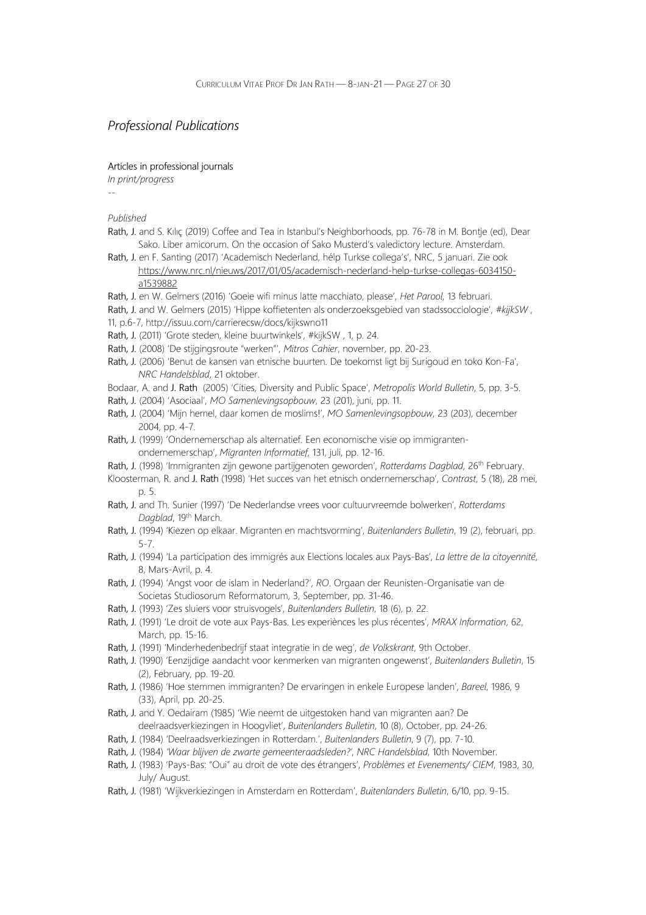## *Professional Publications*

### Articles in professional journals

*In print/progress*

--

*Published*

- **Rath, J.** and S. Kılıç (2019) Coffee and Tea in Istanbul's Neighborhoods, pp. 76-78 in M. Bontje (ed), Dear Sako. Liber amicorum. On the occasion of Sako Musterd's valedictory lecture. Amsterdam.
- **Rath, J.** en F. Santing (2017) 'Academisch Nederland, hélp Turkse collega's', NRC, 5 januari. Zie ook https://www.nrc.nl/nieuws/2017/01/05/academisch-nederland-help-turkse-collegas-6034150-a1539882
- **Rath, J.** en W. Gelmers (2016) 'Goeie wifi minus latte macchiato, please', *Het Parool*, 13 februari.
- **Rath, J.** and W. Gelmers (2015) 'Hippe koffietenten als onderzoeksgebied van stadssocciologie', *#kijkSW* , 11, p.6-7, http://issuu.com/carrierecsw/docs/kijkswno11
- **Rath, J.** (2011) 'Grote steden, kleine buurtwinkels', #kijkSW , 1, p. 24.
- **Rath, J.** (2008) 'De stijgingsroute "werken"', *Mitros Cahier*, november, pp. 20-23.
- **Rath, J.** (2006) 'Benut de kansen van etnische buurten. De toekomst ligt bij Surigoud en toko Kon-Fa', *NRC Handelsblad*, 21 oktober.
- Bodaar, A. and **J. Rath** (2005) 'Cities, Diversity and Public Space', *Metropolis World Bulletin*, 5, pp. 3-5.
- **Rath, J.** (2004) 'Asociaal', *MO Samenlevingsopbouw*, 23 (201), juni, pp. 11.
- **Rath, J.** (2004) 'Mijn hemel, daar komen de moslims!', *MO Samenlevingsopbouw*, 23 (203), december 2004, pp. 4-7.
- **Rath, J.** (1999) 'Ondernemerschap als alternatief. Een economische visie op immigranten-ondernemerschap', *Migranten Informatief*, 131, juli, pp. 12-16.
- **Rath, J.** (1998) 'Immigranten zijn gewone partijgenoten geworden', *Rotterdams Dagblad*, 26th February.
- Kloosterman, R. and **J. Rath** (1998) 'Het succes van het etnisch ondernemerschap', *Contrast*, 5 (18), 28 mei, p. 5.
- **Rath, J.** and Th. Sunier (1997) 'De Nederlandse vrees voor cultuurvreemde bolwerken', *Rotterdams Dagblad*, 19th March.
- **Rath, J.** (1994) 'Kiezen op elkaar. Migranten en machtsvorming', *Buitenlanders Bulletin*, 19 (2), februari, pp. 5-7.
- **Rath, J.** (1994) 'La participation des immigrés aux Elections locales aux Pays-Bas', *La lettre de la citoyennité*, 8, Mars-Avril, p. 4.
- **Rath, J.** (1994) 'Angst voor de islam in Nederland?', *RO*. Orgaan der Reunisten-Organisatie van de Societas Studiosorum Reformatorum, 3, September, pp. 31-46.
- **Rath, J.** (1993) 'Zes sluiers voor struisvogels', *Buitenlanders Bulletin*, 18 (6), p. 22.
- **Rath, J.** (1991) 'Le droit de vote aux Pays-Bas. Les experiènces les plus récentes', *MRAX Information*, 62, March, pp. 15-16.
- **Rath, J.** (1991) 'Minderhedenbedrijf staat integratie in de weg', *de Volkskrant*, 9th October.
- **Rath, J.** (1990) 'Eenzijdige aandacht voor kenmerken van migranten ongewenst', *Buitenlanders Bulletin*, 15 (2), February, pp. 19-20.
- **Rath, J.** (1986) 'Hoe stemmen immigranten? De ervaringen in enkele Europese landen', *Bareel*, 1986, 9 (33), April, pp. 20-25.
- **Rath, J.** and Y. Oedairam (1985) 'Wie neemt de uitgestoken hand van migranten aan? De deelraadsverkiezingen in Hoogvliet', *Buitenlanders Bulletin*, 10 (8), October, pp. 24-26.
- **Rath, J.** (1984) 'Deelraadsverkiezingen in Rotterdam.', *Buitenlanders Bulletin*, 9 (7), pp. 7-10.
- **Rath, J.** (1984) *'Waar blijven de zwarte gemeenteraadsleden?'*, *NRC Handelsblad*, 10th November.
- **Rath, J.** (1983) 'Pays-Bas: "Oui" au droit de vote des étrangers', *Problèmes et Evenements/ CIEM*, 1983, 30, July/ August.
- **Rath, J.** (1981) 'Wijkverkiezingen in Amsterdam en Rotterdam', *Buitenlanders Bulletin*, 6/10, pp. 9-15.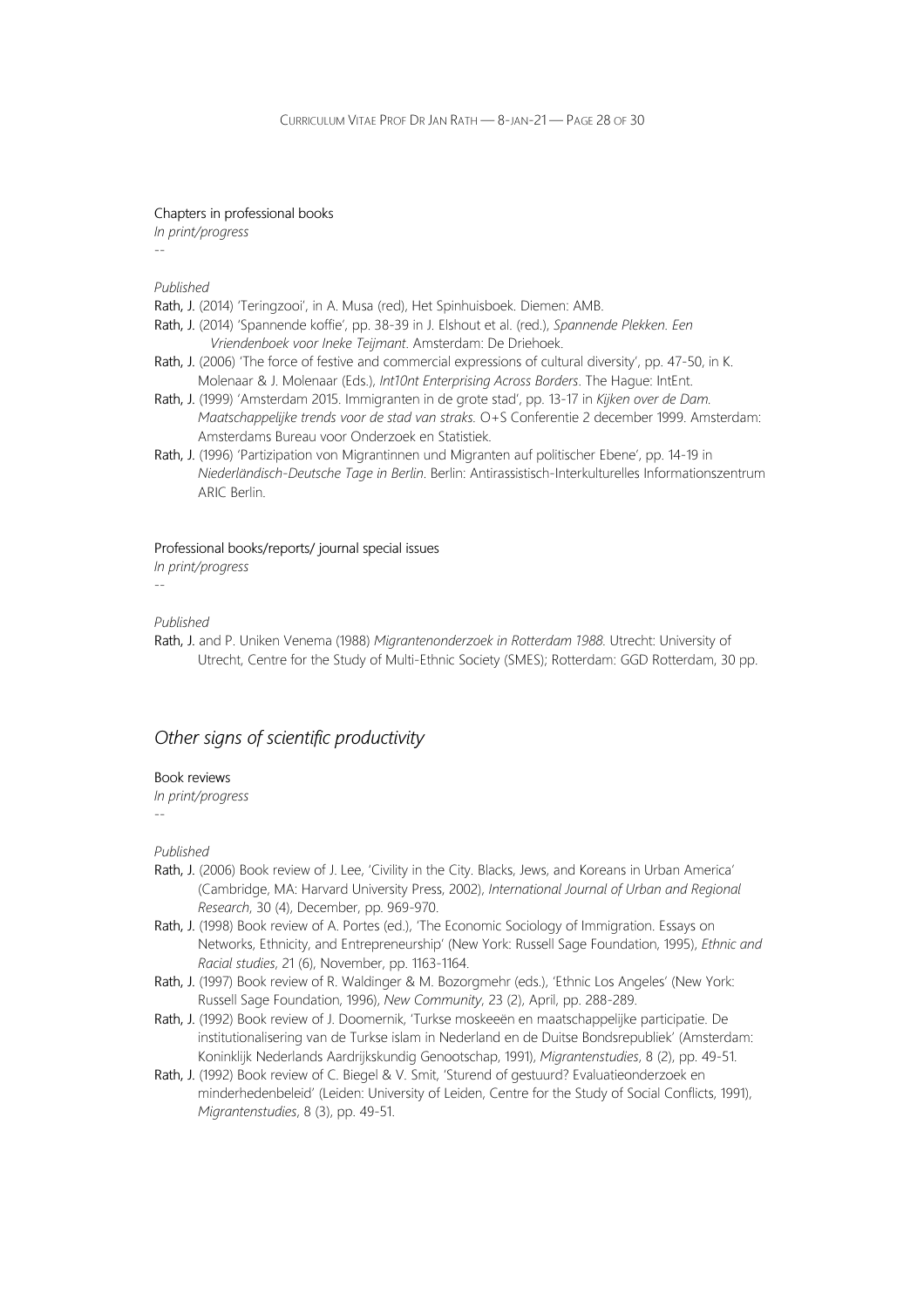Chapters in professional books

*In print/progress*

--

*Published*

**Rath, J.** (2014) 'Teringzooi', in A. Musa (red), Het Spinhuisboek. Diemen: AMB.

**Rath, J.** (2014) 'Spannende koffie', pp. 38-39 in J. Elshout et al. (red.), *Spannende Plekken. Een Vriendenboek voor Ineke Teijmant*. Amsterdam: De Driehoek.

**Rath, J.** (2006) 'The force of festive and commercial expressions of cultural diversity', pp. 47-50, in K. Molenaar & J. Molenaar (Eds.), *Int10nt Enterprising Across Borders*. The Hague: IntEnt.

**Rath, J.** (1999) 'Amsterdam 2015. Immigranten in de grote stad', pp. 13-17 in *Kijken over de Dam. Maatschappelijke trends voor de stad van straks.* O+S Conferentie 2 december 1999. Amsterdam: Amsterdams Bureau voor Onderzoek en Statistiek.

**Rath, J.** (1996) 'Partizipation von Migrantinnen und Migranten auf politischer Ebene', pp. 14-19 in *Niederländisch-Deutsche Tage in Berlin*. Berlin: Antirassistisch-Interkulturelles Informationszentrum ARIC Berlin.

Professional books/reports/ journal special issues

*In print/progress*

--

*Published*

**Rath, J.** and P. Uniken Venema (1988) *Migrantenonderzoek in Rotterdam 1988*. Utrecht: University of Utrecht, Centre for the Study of Multi-Ethnic Society (SMES); Rotterdam: GGD Rotterdam, 30 pp.

## *Other signs of scientific productivity*

Book reviews

*In print/progress*

--

*Published*

**Rath, J.** (2006) Book review of J. Lee, 'Civility in the City. Blacks, Jews, and Koreans in Urban America' (Cambridge, MA: Harvard University Press, 2002), *International Journal of Urban and Regional Research*, 30 (4), December, pp. 969-970.

**Rath, J.** (1998) Book review of A. Portes (ed.), 'The Economic Sociology of Immigration. Essays on Networks, Ethnicity, and Entrepreneurship' (New York: Russell Sage Foundation, 1995), *Ethnic and Racial studies*, 21 (6), November, pp. 1163-1164.

**Rath, J.** (1997) Book review of R. Waldinger & M. Bozorgmehr (eds.), 'Ethnic Los Angeles' (New York: Russell Sage Foundation, 1996), *New Community*, 23 (2), April, pp. 288-289.

**Rath, J.** (1992) Book review of J. Doomernik, 'Turkse moskeeën en maatschappelijke participatie. De institutionalisering van de Turkse islam in Nederland en de Duitse Bondsrepubliek' (Amsterdam: Koninklijk Nederlands Aardrijkskundig Genootschap, 1991), *Migrantenstudies*, 8 (2), pp. 49-51.

**Rath, J.** (1992) Book review of C. Biegel & V. Smit, 'Sturend of gestuurd? Evaluatieonderzoek en minderhedenbeleid' (Leiden: University of Leiden, Centre for the Study of Social Conflicts, 1991), *Migrantenstudies*, 8 (3), pp. 49-51.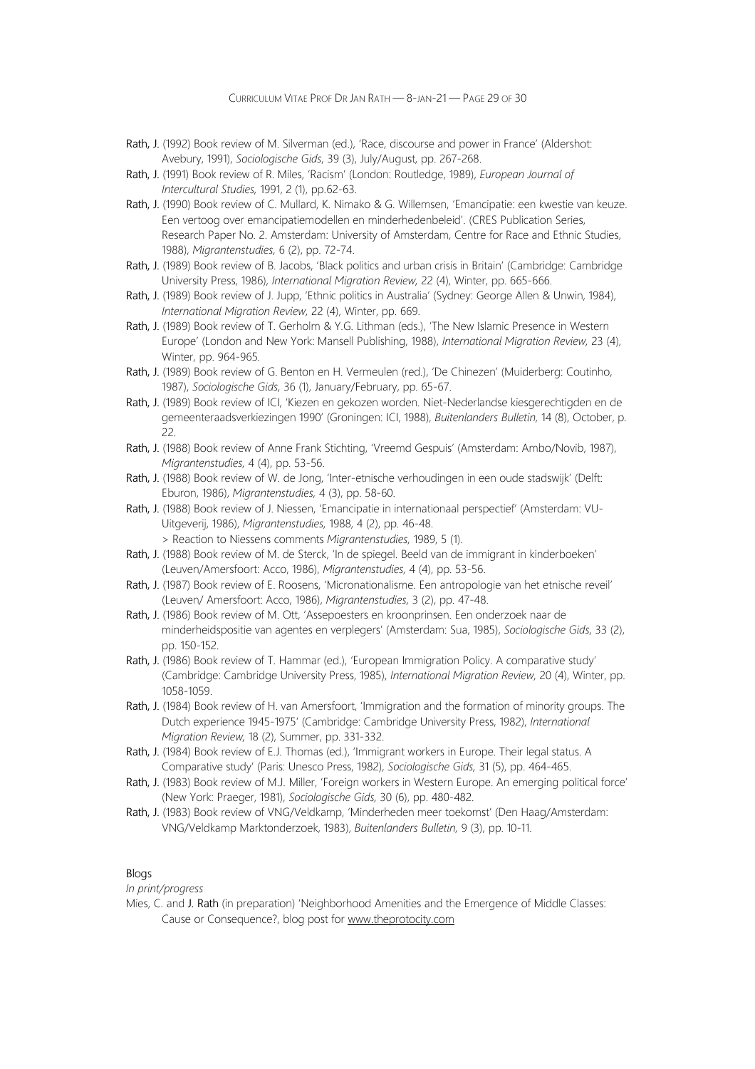Rath, J. (1992) Book review of M. Silverman (ed.), 'Race, discourse and power in France' (Aldershot: Avebury, 1991), *Sociologische Gids*, 39 (3), July/August, pp. 267-268.

Rath, J. (1991) Book review of R. Miles, 'Racism' (London: Routledge, 1989), *European Journal of Intercultural Studies*, 1991, 2 (1), pp.62-63.

Rath, J. (1990) Book review of C. Mullard, K. Nimako & G. Willemsen, 'Emancipatie: een kwestie van keuze. Een vertoog over emancipatiemodellen en minderhedenbeleid'. (CRES Publication Series, Research Paper No. 2. Amsterdam: University of Amsterdam, Centre for Race and Ethnic Studies, 1988), *Migrantenstudies*, 6 (2), pp. 72-74.

Rath, J. (1989) Book review of B. Jacobs, 'Black politics and urban crisis in Britain' (Cambridge: Cambridge University Press, 1986), *International Migration Review*, 22 (4), Winter, pp. 665-666.

Rath, J. (1989) Book review of J. Jupp, 'Ethnic politics in Australia' (Sydney: George Allen & Unwin, 1984), *International Migration Review*, 22 (4), Winter, pp. 669.

Rath, J. (1989) Book review of T. Gerholm & Y.G. Lithman (eds.), 'The New Islamic Presence in Western Europe' (London and New York: Mansell Publishing, 1988), *International Migration Review*, 23 (4), Winter, pp. 964-965.

Rath, J. (1989) Book review of G. Benton en H. Vermeulen (red.), 'De Chinezen' (Muiderberg: Coutinho, 1987), *Sociologische Gids*, 36 (1), January/February, pp. 65-67.

Rath, J. (1989) Book review of ICI, 'Kiezen en gekozen worden. Niet-Nederlandse kiesgerechtigden en de gemeenteraadsverkiezingen 1990' (Groningen: ICI, 1988), *Buitenlanders Bulletin*, 14 (8), October, p. 22.

Rath, J. (1988) Book review of Anne Frank Stichting, 'Vreemd Gespuis' (Amsterdam: Ambo/Novib, 1987), *Migrantenstudies*, 4 (4), pp. 53-56.

Rath, J. (1988) Book review of W. de Jong, 'Inter-etnische verhoudingen in een oude stadswijk' (Delft: Eburon, 1986), *Migrantenstudies*, 4 (3), pp. 58-60.

Rath, J. (1988) Book review of J. Niessen, 'Emancipatie in internationaal perspectief' (Amsterdam: VU-Uitgeverij, 1986), *Migrantenstudies*, 1988, 4 (2), pp. 46-48.
> Reaction to Niessens comments *Migrantenstudies*, 1989, 5 (1).

Rath, J. (1988) Book review of M. de Sterck, 'In de spiegel. Beeld van de immigrant in kinderboeken' (Leuven/Amersfoort: Acco, 1986), *Migrantenstudies*, 4 (4), pp. 53-56.

Rath, J. (1987) Book review of E. Roosens, 'Micronationalisme. Een antropologie van het etnische reveil' (Leuven/ Amersfoort: Acco, 1986), *Migrantenstudies*, 3 (2), pp. 47-48.

Rath, J. (1986) Book review of M. Ott, 'Assepoesters en kroonprinsen. Een onderzoek naar de minderheidspositie van agentes en verplegers' (Amsterdam: Sua, 1985), *Sociologische Gids*, 33 (2), pp. 150-152.

Rath, J. (1986) Book review of T. Hammar (ed.), 'European Immigration Policy. A comparative study' (Cambridge: Cambridge University Press, 1985), *International Migration Review*, 20 (4), Winter, pp. 1058-1059.

Rath, J. (1984) Book review of H. van Amersfoort, 'Immigration and the formation of minority groups. The Dutch experience 1945-1975' (Cambridge: Cambridge University Press, 1982), *International Migration Review*, 18 (2), Summer, pp. 331-332.

Rath, J. (1984) Book review of E.J. Thomas (ed.), 'Immigrant workers in Europe. Their legal status. A Comparative study' (Paris: Unesco Press, 1982), *Sociologische Gids*, 31 (5), pp. 464-465.

Rath, J. (1983) Book review of M.J. Miller, 'Foreign workers in Western Europe. An emerging political force' (New York: Praeger, 1981), *Sociologische Gids*, 30 (6), pp. 480-482.

Rath, J. (1983) Book review of VNG/Veldkamp, 'Minderheden meer toekomst' (Den Haag/Amsterdam: VNG/Veldkamp Marktonderzoek, 1983), *Buitenlanders Bulletin*, 9 (3), pp. 10-11.

Blogs

*In print/progress*

Mies, C. and J. Rath (in preparation) 'Neighborhood Amenities and the Emergence of Middle Classes: Cause or Consequence?, blog post for www.theprotocity.com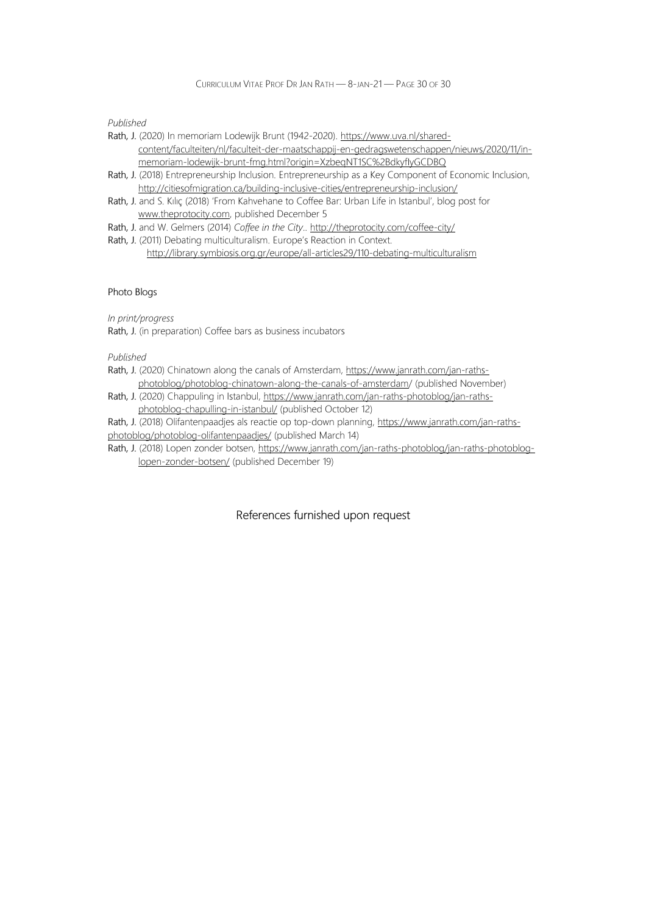*Published*

Rath, J. (2020) In memoriam Lodewijk Brunt (1942-2020). https://www.uva.nl/shared-content/faculteiten/nl/faculteit-der-maatschappij-en-gedragswetenschappen/nieuws/2020/11/in-memoriam-lodewijk-brunt-fmg.html?origin=XzbeqNT1SC%2BdkyflyGCDBQ

Rath, J. (2018) Entrepreneurship Inclusion. Entrepreneurship as a Key Component of Economic Inclusion, http://citiesofmigration.ca/building-inclusive-cities/entrepreneurship-inclusion/

Rath, J. and S. Kılıç (2018) 'From Kahvehane to Coffee Bar: Urban Life in Istanbul', blog post for www.theprotocity.com, published December 5

Rath, J. and W. Gelmers (2014) *Coffee in the City*.. http://theprotocity.com/coffee-city/

Rath, J. (2011) Debating multiculturalism. Europe's Reaction in Context. http://library.symbiosis.org.gr/europe/all-articles29/110-debating-multiculturalism

Photo Blogs

*In print/progress*

Rath, J. (in preparation) Coffee bars as business incubators

*Published*

Rath, J. (2020) Chinatown along the canals of Amsterdam, https://www.janrath.com/jan-raths-photoblog/photoblog-chinatown-along-the-canals-of-amsterdam/ (published November)

Rath, J. (2020) Chappuling in Istanbul, https://www.janrath.com/jan-raths-photoblog/jan-raths-photoblog-chapulling-in-istanbul/ (published October 12)

Rath, J. (2018) Olifantenpaadjes als reactie op top-down planning, https://www.janrath.com/jan-raths-photoblog/photoblog-olifantenpaadjes/ (published March 14)

Rath, J. (2018) Lopen zonder botsen, https://www.janrath.com/jan-raths-photoblog/jan-raths-photoblog-lopen-zonder-botsen/ (published December 19)

References furnished upon request